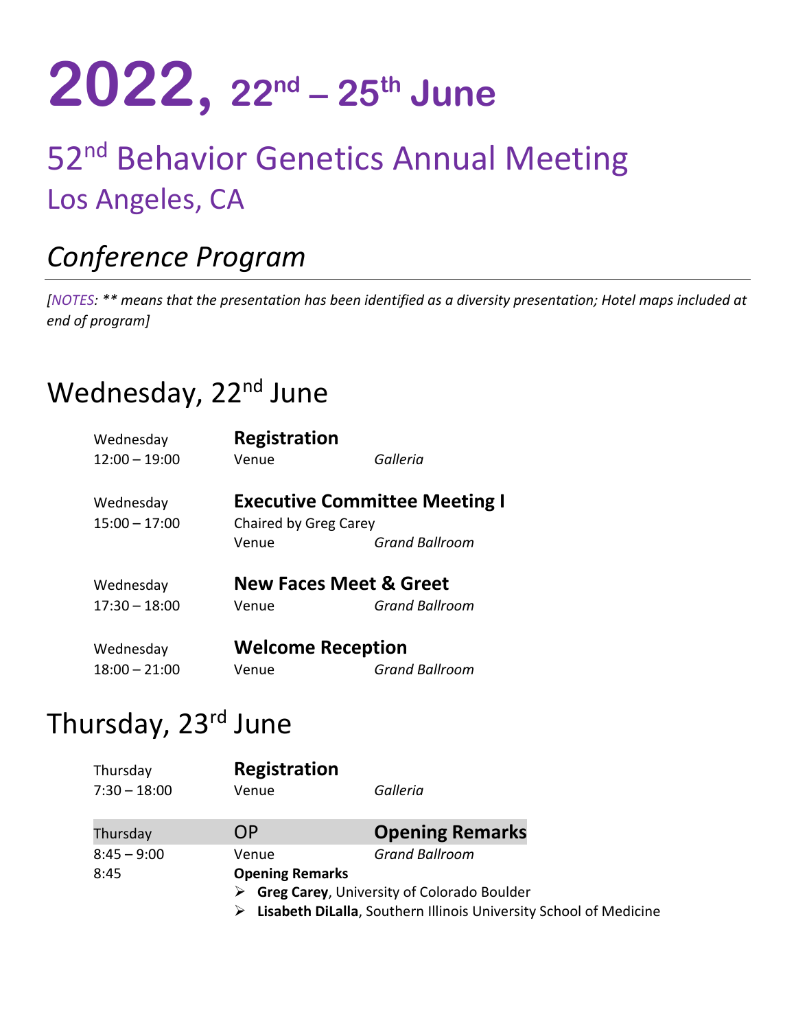# 2022, 22nd – 25th June

## 52nd Behavior Genetics Annual Meeting
## Los Angeles, CA

## *Conference Program*

---

*[NOTES: ** means that the presentation has been identified as a diversity presentation; Hotel maps included at end of program]*

## Wednesday, 22nd June

Wednesday
12:00 – 19:00
**Registration**
Venue *Galleria*

Wednesday
15:00 – 17:00
**Executive Committee Meeting I**
Chaired by Greg Carey
Venue *Grand Ballroom*

Wednesday
17:30 – 18:00
**New Faces Meet & Greet**
Venue *Grand Ballroom*

Wednesday
18:00 – 21:00
**Welcome Reception**
Venue *Grand Ballroom*

## Thursday, 23rd June

Thursday
7:30 – 18:00
**Registration**
Venue *Galleria*

Thursday — OP — **Opening Remarks**
8:45 – 9:00 — Venue *Grand Ballroom*
8:45 — **Opening Remarks**

- **Greg Carey**, University of Colorado Boulder
- **Lisabeth DiLalla**, Southern Illinois University School of Medicine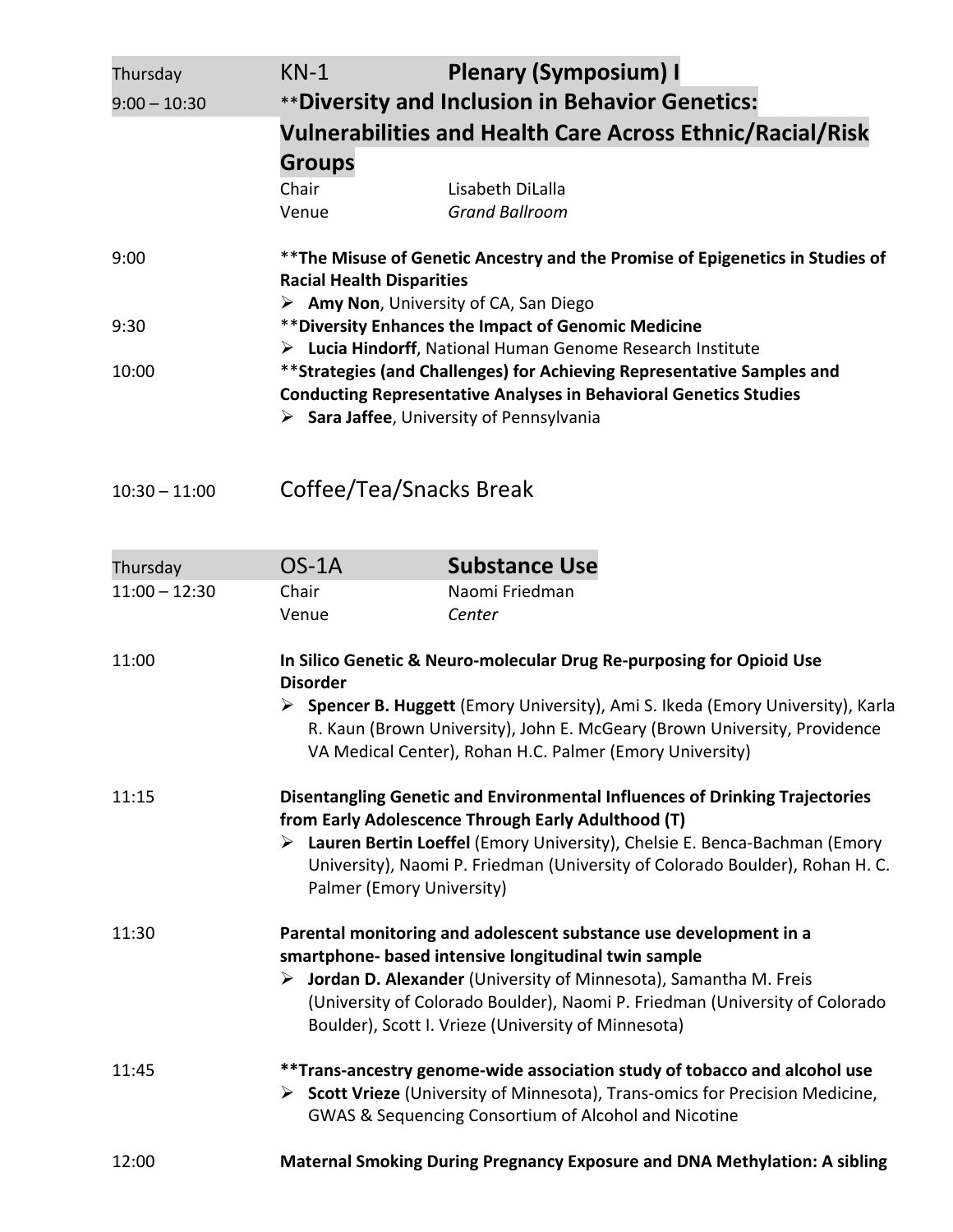Thursday
9:00 – 10:30

**KN-1** **Plenary (Symposium) I**

## **Diversity and Inclusion in Behavior Genetics: Vulnerabilities and Health Care Across Ethnic/Racial/Risk Groups

Chair: Lisabeth DiLalla
Venue: *Grand Ballroom*

9:00 **The Misuse of Genetic Ancestry and the Promise of Epigenetics in Studies of Racial Health Disparities**

- **Amy Non**, University of CA, San Diego

9:30 **Diversity Enhances the Impact of Genomic Medicine**

- **Lucia Hindorff**, National Human Genome Research Institute

10:00 **Strategies (and Challenges) for Achieving Representative Samples and Conducting Representative Analyses in Behavioral Genetics Studies**

- **Sara Jaffee**, University of Pennsylvania

10:30 – 11:00 Coffee/Tea/Snacks Break

Thursday
11:00 – 12:30

**OS-1A** **Substance Use**

Chair: Naomi Friedman
Venue: *Center*

11:00 **In Silico Genetic & Neuro-molecular Drug Re-purposing for Opioid Use Disorder**

- **Spencer B. Huggett** (Emory University), Ami S. Ikeda (Emory University), Karla R. Kaun (Brown University), John E. McGeary (Brown University, Providence VA Medical Center), Rohan H.C. Palmer (Emory University)

11:15 **Disentangling Genetic and Environmental Influences of Drinking Trajectories from Early Adolescence Through Early Adulthood (T)**

- **Lauren Bertin Loeffel** (Emory University), Chelsie E. Benca-Bachman (Emory University), Naomi P. Friedman (University of Colorado Boulder), Rohan H. C. Palmer (Emory University)

11:30 **Parental monitoring and adolescent substance use development in a smartphone- based intensive longitudinal twin sample**

- **Jordan D. Alexander** (University of Minnesota), Samantha M. Freis (University of Colorado Boulder), Naomi P. Friedman (University of Colorado Boulder), Scott I. Vrieze (University of Minnesota)

11:45 **Trans-ancestry genome-wide association study of tobacco and alcohol use**

- **Scott Vrieze** (University of Minnesota), Trans-omics for Precision Medicine, GWAS & Sequencing Consortium of Alcohol and Nicotine

12:00 **Maternal Smoking During Pregnancy Exposure and DNA Methylation: A sibling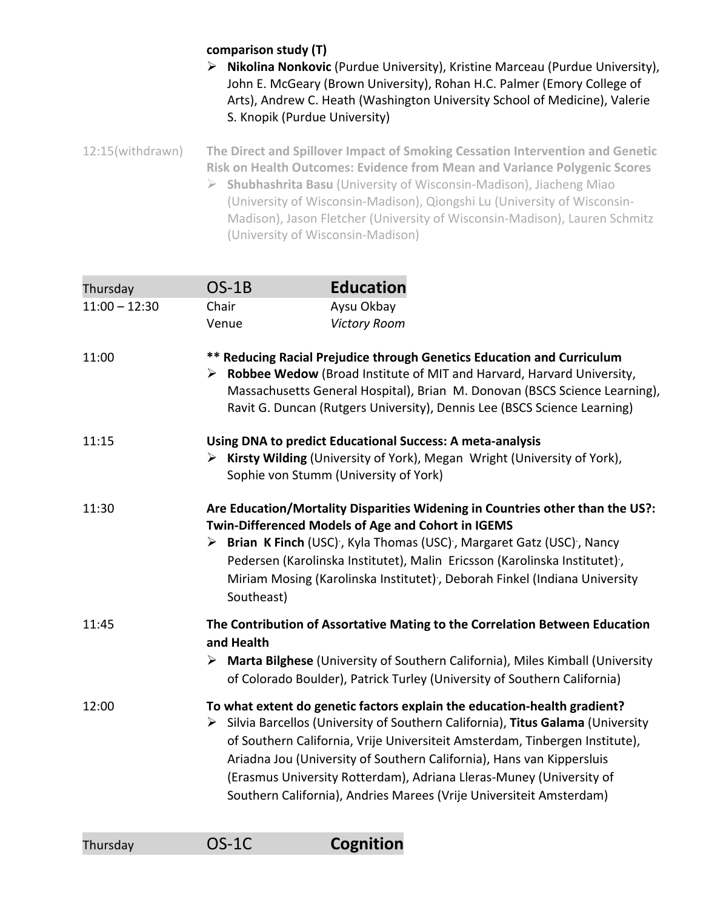**comparison study (T)**

- **Nikolina Nonkovic** (Purdue University), Kristine Marceau (Purdue University), John E. McGeary (Brown University), Rohan H.C. Palmer (Emory College of Arts), Andrew C. Heath (Washington University School of Medicine), Valerie S. Knopik (Purdue University)

12:15(withdrawn) **The Direct and Spillover Impact of Smoking Cessation Intervention and Genetic Risk on Health Outcomes: Evidence from Mean and Variance Polygenic Scores**

- **Shubhashrita Basu** (University of Wisconsin-Madison), Jiacheng Miao (University of Wisconsin-Madison), Qiongshi Lu (University of Wisconsin-Madison), Jason Fletcher (University of Wisconsin-Madison), Lauren Schmitz (University of Wisconsin-Madison)

| Thursday | OS-1B | **Education** |
|---|---|---|
| 11:00 – 12:30 | Chair | Aysu Okbay |
| | Venue | *Victory Room* |

11:00 **\*\* Reducing Racial Prejudice through Genetics Education and Curriculum**

- **Robbee Wedow** (Broad Institute of MIT and Harvard, Harvard University, Massachusetts General Hospital), Brian M. Donovan (BSCS Science Learning), Ravit G. Duncan (Rutgers University), Dennis Lee (BSCS Science Learning)

11:15 **Using DNA to predict Educational Success: A meta-analysis**

- **Kirsty Wilding** (University of York), Megan Wright (University of York), Sophie von Stumm (University of York)

11:30 **Are Education/Mortality Disparities Widening in Countries other than the US?: Twin-Differenced Models of Age and Cohort in IGEMS**

- **Brian K Finch** (USC), Kyla Thomas (USC), Margaret Gatz (USC), Nancy Pedersen (Karolinska Institutet), Malin Ericsson (Karolinska Institutet), Miriam Mosing (Karolinska Institutet), Deborah Finkel (Indiana University Southeast)

11:45 **The Contribution of Assortative Mating to the Correlation Between Education and Health**

- **Marta Bilghese** (University of Southern California), Miles Kimball (University of Colorado Boulder), Patrick Turley (University of Southern California)

12:00 **To what extent do genetic factors explain the education-health gradient?**

- Silvia Barcellos (University of Southern California), **Titus Galama** (University of Southern California, Vrije Universiteit Amsterdam, Tinbergen Institute), Ariadna Jou (University of Southern California), Hans van Kippersluis (Erasmus University Rotterdam), Adriana Lleras-Muney (University of Southern California), Andries Marees (Vrije Universiteit Amsterdam)

| Thursday | OS-1C | **Cognition** |
|---|---|---|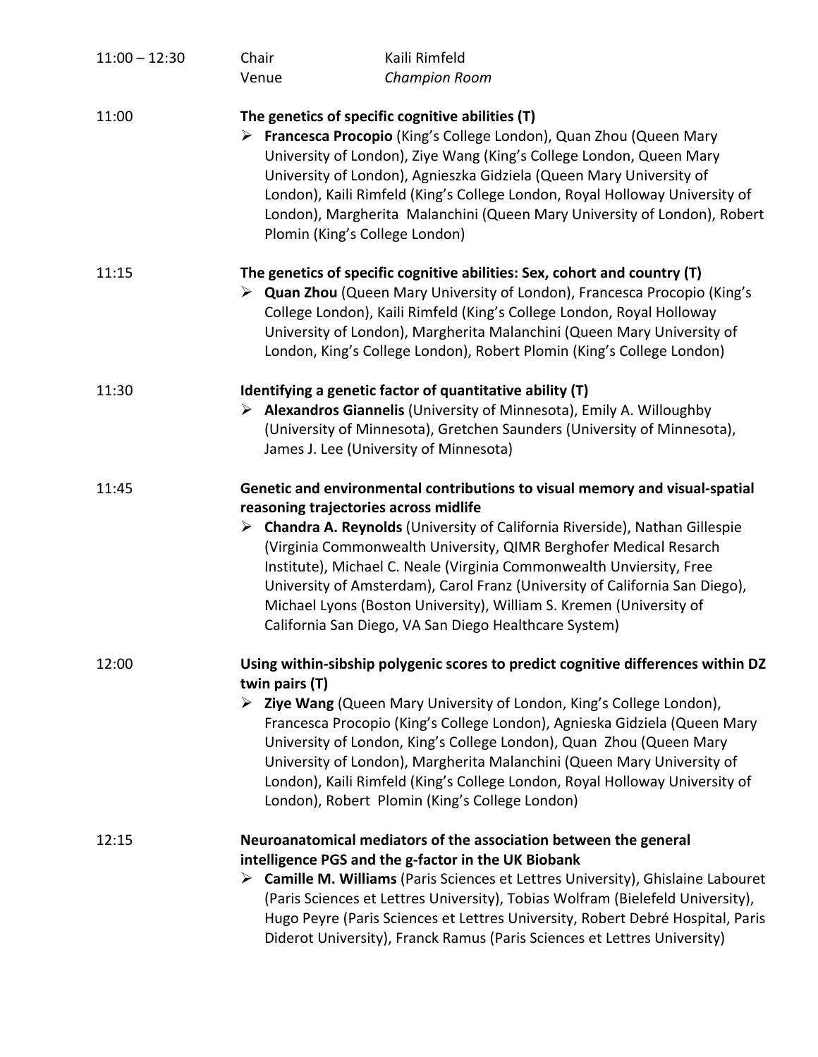11:00 – 12:30 Chair Kaili Rimfeld
Venue *Champion Room*

11:00 **The genetics of specific cognitive abilities (T)**

- **Francesca Procopio** (King's College London), Quan Zhou (Queen Mary University of London), Ziye Wang (King's College London, Queen Mary University of London), Agnieszka Gidziela (Queen Mary University of London), Kaili Rimfeld (King's College London, Royal Holloway University of London), Margherita Malanchini (Queen Mary University of London), Robert Plomin (King's College London)

11:15 **The genetics of specific cognitive abilities: Sex, cohort and country (T)**

- **Quan Zhou** (Queen Mary University of London), Francesca Procopio (King's College London), Kaili Rimfeld (King's College London, Royal Holloway University of London), Margherita Malanchini (Queen Mary University of London, King's College London), Robert Plomin (King's College London)

11:30 **Identifying a genetic factor of quantitative ability (T)**

- **Alexandros Giannelis** (University of Minnesota), Emily A. Willoughby (University of Minnesota), Gretchen Saunders (University of Minnesota), James J. Lee (University of Minnesota)

11:45 **Genetic and environmental contributions to visual memory and visual-spatial reasoning trajectories across midlife**

- **Chandra A. Reynolds** (University of California Riverside), Nathan Gillespie (Virginia Commonwealth University, QIMR Berghofer Medical Resarch Institute), Michael C. Neale (Virginia Commonwealth Unviersity, Free University of Amsterdam), Carol Franz (University of California San Diego), Michael Lyons (Boston University), William S. Kremen (University of California San Diego, VA San Diego Healthcare System)

12:00 **Using within-sibship polygenic scores to predict cognitive differences within DZ twin pairs (T)**

- **Ziye Wang** (Queen Mary University of London, King's College London), Francesca Procopio (King's College London), Agnieska Gidziela (Queen Mary University of London, King's College London), Quan Zhou (Queen Mary University of London), Margherita Malanchini (Queen Mary University of London), Kaili Rimfeld (King's College London, Royal Holloway University of London), Robert Plomin (King's College London)

12:15 **Neuroanatomical mediators of the association between the general intelligence PGS and the g-factor in the UK Biobank**

- **Camille M. Williams** (Paris Sciences et Lettres University), Ghislaine Labouret (Paris Sciences et Lettres University), Tobias Wolfram (Bielefeld University), Hugo Peyre (Paris Sciences et Lettres University, Robert Debré Hospital, Paris Diderot University), Franck Ramus (Paris Sciences et Lettres University)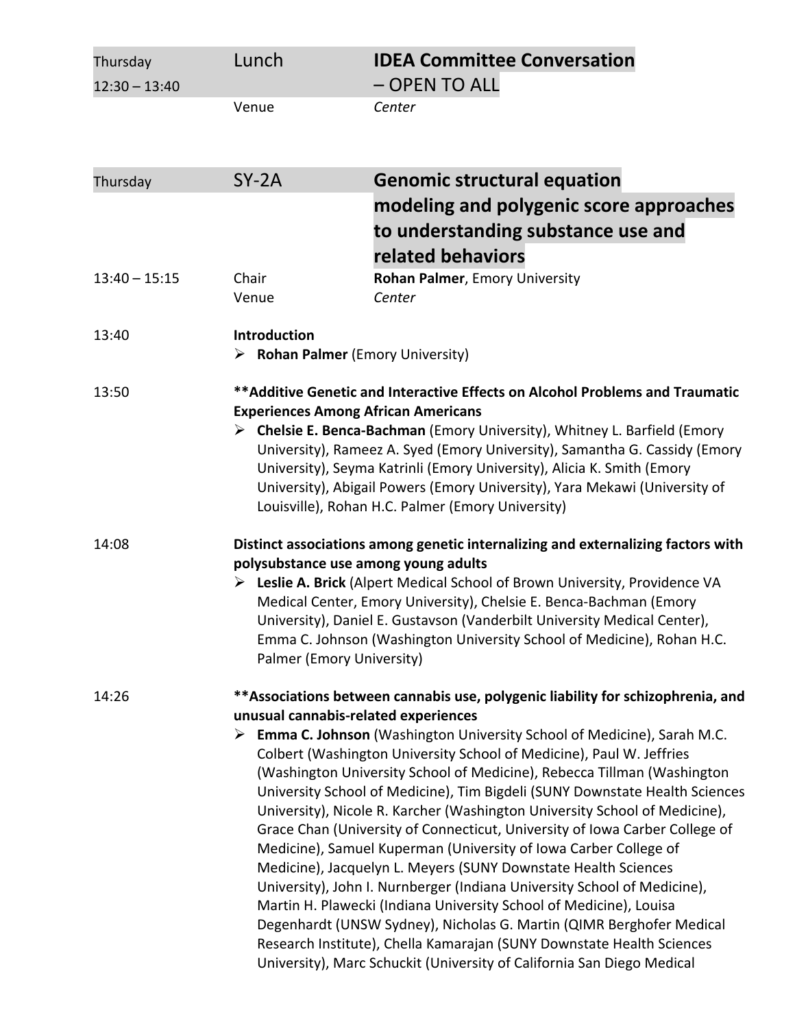| | | |
|---|---|---|
| Thursday 12:30 – 13:40 | Lunch | **IDEA Committee Conversation – OPEN TO ALL** |
| | Venue | *Center* |

| | | |
|---|---|---|
| Thursday | SY-2A | **Genomic structural equation modeling and polygenic score approaches to understanding substance use and related behaviors** |
| 13:40 – 15:15 | Chair | **Rohan Palmer**, Emory University |
| | Venue | *Center* |

13:40 **Introduction**

- **Rohan Palmer** (Emory University)

13:50 **\*\*Additive Genetic and Interactive Effects on Alcohol Problems and Traumatic Experiences Among African Americans**

- **Chelsie E. Benca-Bachman** (Emory University), Whitney L. Barfield (Emory University), Rameez A. Syed (Emory University), Samantha G. Cassidy (Emory University), Seyma Katrinli (Emory University), Alicia K. Smith (Emory University), Abigail Powers (Emory University), Yara Mekawi (University of Louisville), Rohan H.C. Palmer (Emory University)

14:08 **Distinct associations among genetic internalizing and externalizing factors with polysubstance use among young adults**

- **Leslie A. Brick** (Alpert Medical School of Brown University, Providence VA Medical Center, Emory University), Chelsie E. Benca-Bachman (Emory University), Daniel E. Gustavson (Vanderbilt University Medical Center), Emma C. Johnson (Washington University School of Medicine), Rohan H.C. Palmer (Emory University)

14:26 **\*\*Associations between cannabis use, polygenic liability for schizophrenia, and unusual cannabis-related experiences**

- **Emma C. Johnson** (Washington University School of Medicine), Sarah M.C. Colbert (Washington University School of Medicine), Paul W. Jeffries (Washington University School of Medicine), Rebecca Tillman (Washington University School of Medicine), Tim Bigdeli (SUNY Downstate Health Sciences University), Nicole R. Karcher (Washington University School of Medicine), Grace Chan (University of Connecticut, University of Iowa Carber College of Medicine), Samuel Kuperman (University of Iowa Carber College of Medicine), Jacquelyn L. Meyers (SUNY Downstate Health Sciences University), John I. Nurnberger (Indiana University School of Medicine), Martin H. Plawecki (Indiana University School of Medicine), Louisa Degenhardt (UNSW Sydney), Nicholas G. Martin (QIMR Berghofer Medical Research Institute), Chella Kamarajan (SUNY Downstate Health Sciences University), Marc Schuckit (University of California San Diego Medical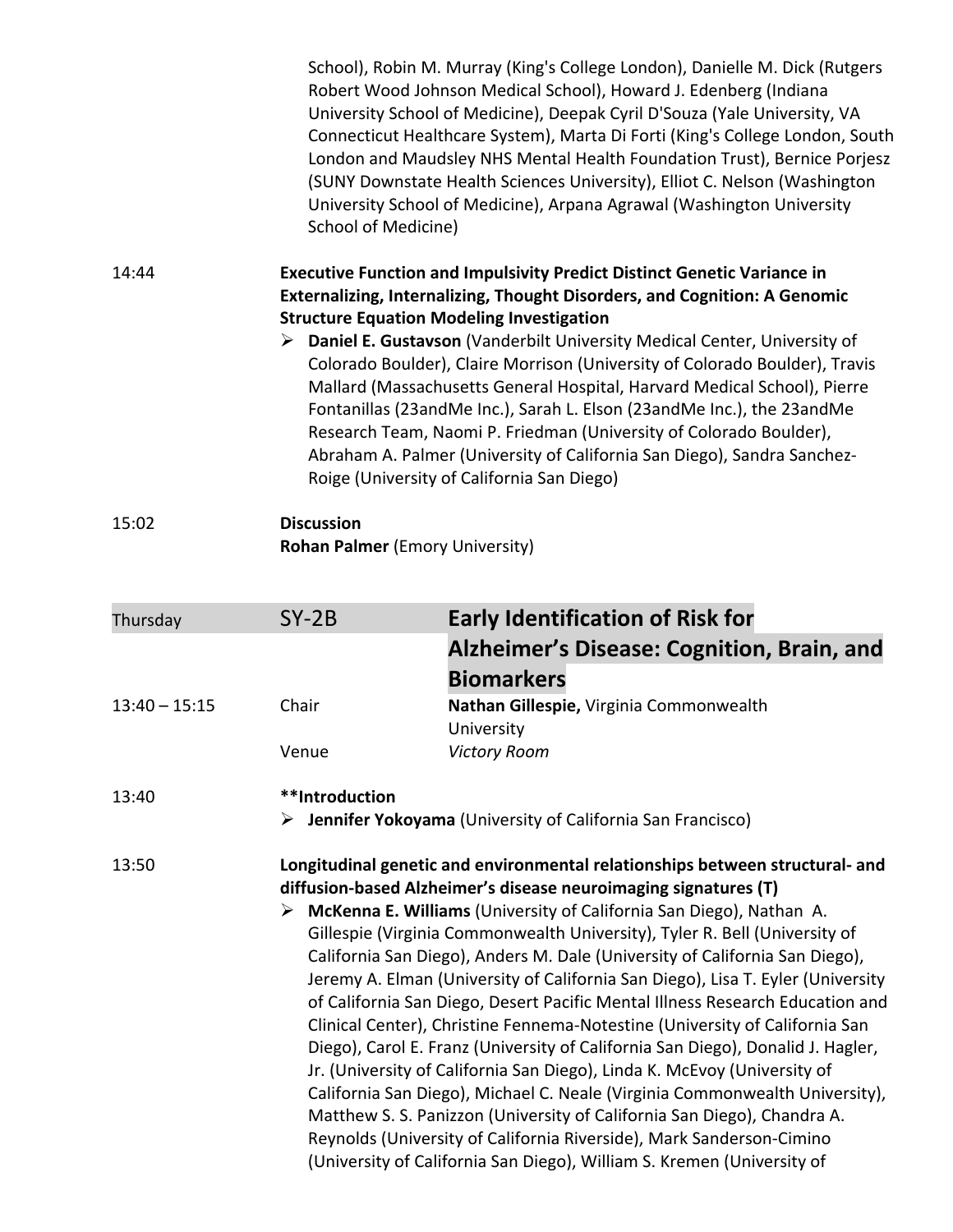School), Robin M. Murray (King's College London), Danielle M. Dick (Rutgers Robert Wood Johnson Medical School), Howard J. Edenberg (Indiana University School of Medicine), Deepak Cyril D'Souza (Yale University, VA Connecticut Healthcare System), Marta Di Forti (King's College London, South London and Maudsley NHS Mental Health Foundation Trust), Bernice Porjesz (SUNY Downstate Health Sciences University), Elliot C. Nelson (Washington University School of Medicine), Arpana Agrawal (Washington University School of Medicine)

14:44 **Executive Function and Impulsivity Predict Distinct Genetic Variance in Externalizing, Internalizing, Thought Disorders, and Cognition: A Genomic Structure Equation Modeling Investigation**

- **Daniel E. Gustavson** (Vanderbilt University Medical Center, University of Colorado Boulder), Claire Morrison (University of Colorado Boulder), Travis Mallard (Massachusetts General Hospital, Harvard Medical School), Pierre Fontanillas (23andMe Inc.), Sarah L. Elson (23andMe Inc.), the 23andMe Research Team, Naomi P. Friedman (University of Colorado Boulder), Abraham A. Palmer (University of California San Diego), Sandra Sanchez-Roige (University of California San Diego)

15:02 **Discussion**
**Rohan Palmer** (Emory University)

| Thursday | SY-2B | **Early Identification of Risk for Alzheimer's Disease: Cognition, Brain, and Biomarkers** |
|---|---|---|
| 13:40 – 15:15 | Chair | **Nathan Gillespie,** Virginia Commonwealth University |
| | Venue | *Victory Room* |

13:40 **\*\*Introduction**

- **Jennifer Yokoyama** (University of California San Francisco)

13:50 **Longitudinal genetic and environmental relationships between structural- and diffusion-based Alzheimer's disease neuroimaging signatures (T)**

- **McKenna E. Williams** (University of California San Diego), Nathan A. Gillespie (Virginia Commonwealth University), Tyler R. Bell (University of California San Diego), Anders M. Dale (University of California San Diego), Jeremy A. Elman (University of California San Diego), Lisa T. Eyler (University of California San Diego, Desert Pacific Mental Illness Research Education and Clinical Center), Christine Fennema-Notestine (University of California San Diego), Carol E. Franz (University of California San Diego), Donalid J. Hagler, Jr. (University of California San Diego), Linda K. McEvoy (University of California San Diego), Michael C. Neale (Virginia Commonwealth University), Matthew S. S. Panizzon (University of California San Diego), Chandra A. Reynolds (University of California Riverside), Mark Sanderson-Cimino (University of California San Diego), William S. Kremen (University of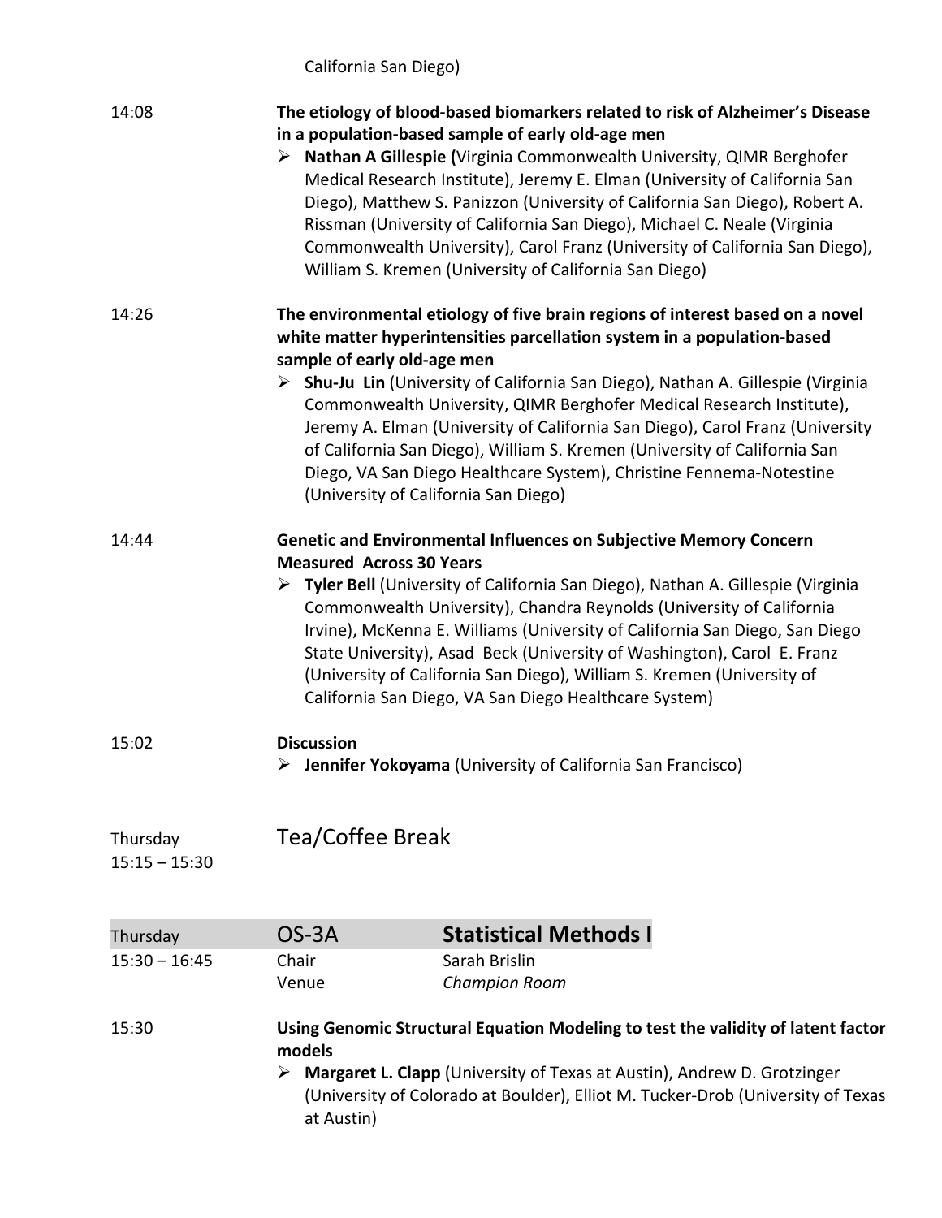California San Diego)

14:08 **The etiology of blood-based biomarkers related to risk of Alzheimer's Disease in a population-based sample of early old-age men**

- **Nathan A Gillespie (**Virginia Commonwealth University, QIMR Berghofer Medical Research Institute), Jeremy E. Elman (University of California San Diego), Matthew S. Panizzon (University of California San Diego), Robert A. Rissman (University of California San Diego), Michael C. Neale (Virginia Commonwealth University), Carol Franz (University of California San Diego), William S. Kremen (University of California San Diego)

14:26 **The environmental etiology of five brain regions of interest based on a novel white matter hyperintensities parcellation system in a population-based sample of early old-age men**

- **Shu-Ju Lin** (University of California San Diego), Nathan A. Gillespie (Virginia Commonwealth University, QIMR Berghofer Medical Research Institute), Jeremy A. Elman (University of California San Diego), Carol Franz (University of California San Diego), William S. Kremen (University of California San Diego, VA San Diego Healthcare System), Christine Fennema-Notestine (University of California San Diego)

14:44 **Genetic and Environmental Influences on Subjective Memory Concern Measured Across 30 Years**

- **Tyler Bell** (University of California San Diego), Nathan A. Gillespie (Virginia Commonwealth University), Chandra Reynolds (University of California Irvine), McKenna E. Williams (University of California San Diego, San Diego State University), Asad Beck (University of Washington), Carol E. Franz (University of California San Diego), William S. Kremen (University of California San Diego, VA San Diego Healthcare System)

15:02 **Discussion**

- **Jennifer Yokoyama** (University of California San Francisco)

Thursday 15:15 – 15:30 Tea/Coffee Break

| Thursday | OS-3A | **Statistical Methods I** |
|---|---|---|
| 15:30 – 16:45 | Chair | Sarah Brislin |
| | Venue | *Champion Room* |

15:30 **Using Genomic Structural Equation Modeling to test the validity of latent factor models**

- **Margaret L. Clapp** (University of Texas at Austin), Andrew D. Grotzinger (University of Colorado at Boulder), Elliot M. Tucker-Drob (University of Texas at Austin)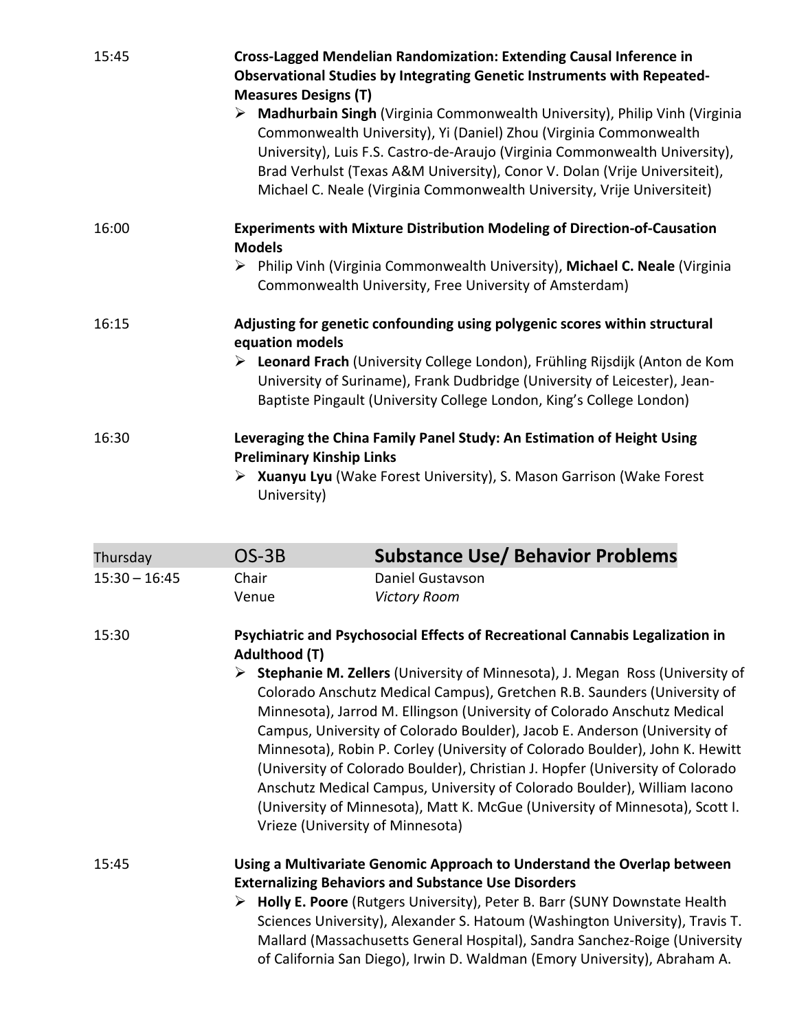15:45 **Cross-Lagged Mendelian Randomization: Extending Causal Inference in Observational Studies by Integrating Genetic Instruments with Repeated-Measures Designs (T)**

- **Madhurbain Singh** (Virginia Commonwealth University), Philip Vinh (Virginia Commonwealth University), Yi (Daniel) Zhou (Virginia Commonwealth University), Luis F.S. Castro-de-Araujo (Virginia Commonwealth University), Brad Verhulst (Texas A&M University), Conor V. Dolan (Vrije Universiteit), Michael C. Neale (Virginia Commonwealth University, Vrije Universiteit)

16:00 **Experiments with Mixture Distribution Modeling of Direction-of-Causation Models**

- Philip Vinh (Virginia Commonwealth University), **Michael C. Neale** (Virginia Commonwealth University, Free University of Amsterdam)

16:15 **Adjusting for genetic confounding using polygenic scores within structural equation models**

- **Leonard Frach** (University College London), Frühling Rijsdijk (Anton de Kom University of Suriname), Frank Dudbridge (University of Leicester), Jean-Baptiste Pingault (University College London, King's College London)

16:30 **Leveraging the China Family Panel Study: An Estimation of Height Using Preliminary Kinship Links**

- **Xuanyu Lyu** (Wake Forest University), S. Mason Garrison (Wake Forest University)

| Thursday | OS-3B | **Substance Use/ Behavior Problems** |
|---|---|---|
| 15:30 – 16:45 | Chair | Daniel Gustavson |
| | Venue | *Victory Room* |

15:30 **Psychiatric and Psychosocial Effects of Recreational Cannabis Legalization in Adulthood (T)**

- **Stephanie M. Zellers** (University of Minnesota), J. Megan Ross (University of Colorado Anschutz Medical Campus), Gretchen R.B. Saunders (University of Minnesota), Jarrod M. Ellingson (University of Colorado Anschutz Medical Campus, University of Colorado Boulder), Jacob E. Anderson (University of Minnesota), Robin P. Corley (University of Colorado Boulder), John K. Hewitt (University of Colorado Boulder), Christian J. Hopfer (University of Colorado Anschutz Medical Campus, University of Colorado Boulder), William Iacono (University of Minnesota), Matt K. McGue (University of Minnesota), Scott I. Vrieze (University of Minnesota)

15:45 **Using a Multivariate Genomic Approach to Understand the Overlap between Externalizing Behaviors and Substance Use Disorders**

- **Holly E. Poore** (Rutgers University), Peter B. Barr (SUNY Downstate Health Sciences University), Alexander S. Hatoum (Washington University), Travis T. Mallard (Massachusetts General Hospital), Sandra Sanchez-Roige (University of California San Diego), Irwin D. Waldman (Emory University), Abraham A.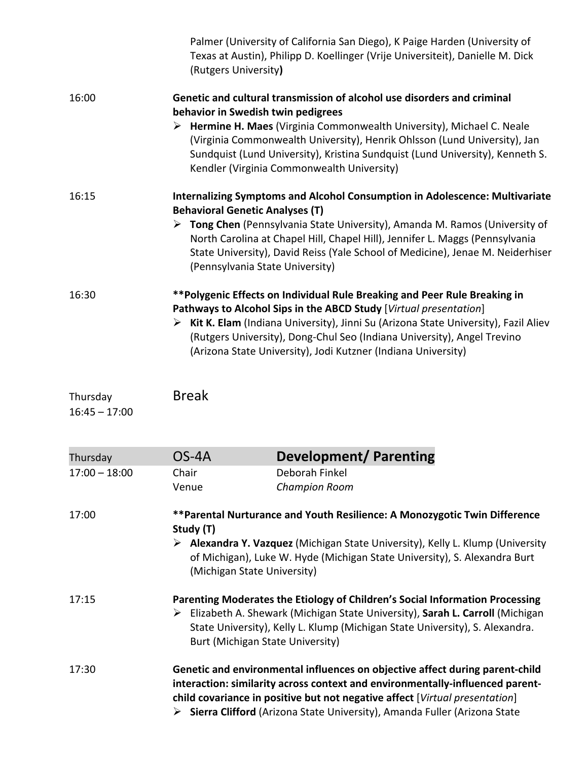Palmer (University of California San Diego), K Paige Harden (University of Texas at Austin), Philipp D. Koellinger (Vrije Universiteit), Danielle M. Dick (Rutgers University**)**

16:00 **Genetic and cultural transmission of alcohol use disorders and criminal behavior in Swedish twin pedigrees**

- **Hermine H. Maes** (Virginia Commonwealth University), Michael C. Neale (Virginia Commonwealth University), Henrik Ohlsson (Lund University), Jan Sundquist (Lund University), Kristina Sundquist (Lund University), Kenneth S. Kendler (Virginia Commonwealth University)

16:15 **Internalizing Symptoms and Alcohol Consumption in Adolescence: Multivariate Behavioral Genetic Analyses (T)**

- **Tong Chen** (Pennsylvania State University), Amanda M. Ramos (University of North Carolina at Chapel Hill, Chapel Hill), Jennifer L. Maggs (Pennsylvania State University), David Reiss (Yale School of Medicine), Jenae M. Neiderhiser (Pennsylvania State University)

16:30 **\*\*Polygenic Effects on Individual Rule Breaking and Peer Rule Breaking in Pathways to Alcohol Sips in the ABCD Study** [*Virtual presentation*]

- **Kit K. Elam** (Indiana University), Jinni Su (Arizona State University), Fazil Aliev (Rutgers University), Dong-Chul Seo (Indiana University), Angel Trevino (Arizona State University), Jodi Kutzner (Indiana University)

Thursday 16:45 – 17:00 **Break**

| Thursday | OS-4A | **Development/ Parenting** |
|---|---|---|
| 17:00 – 18:00 | Chair | Deborah Finkel |
| | Venue | *Champion Room* |

17:00 **\*\*Parental Nurturance and Youth Resilience: A Monozygotic Twin Difference Study (T)**

- **Alexandra Y. Vazquez** (Michigan State University), Kelly L. Klump (University of Michigan), Luke W. Hyde (Michigan State University), S. Alexandra Burt (Michigan State University)

17:15 **Parenting Moderates the Etiology of Children's Social Information Processing**

- Elizabeth A. Shewark (Michigan State University), **Sarah L. Carroll** (Michigan State University), Kelly L. Klump (Michigan State University), S. Alexandra. Burt (Michigan State University)

17:30 **Genetic and environmental influences on objective affect during parent-child interaction: similarity across context and environmentally-influenced parent-child covariance in positive but not negative affect** [*Virtual presentation*]

- **Sierra Clifford** (Arizona State University), Amanda Fuller (Arizona State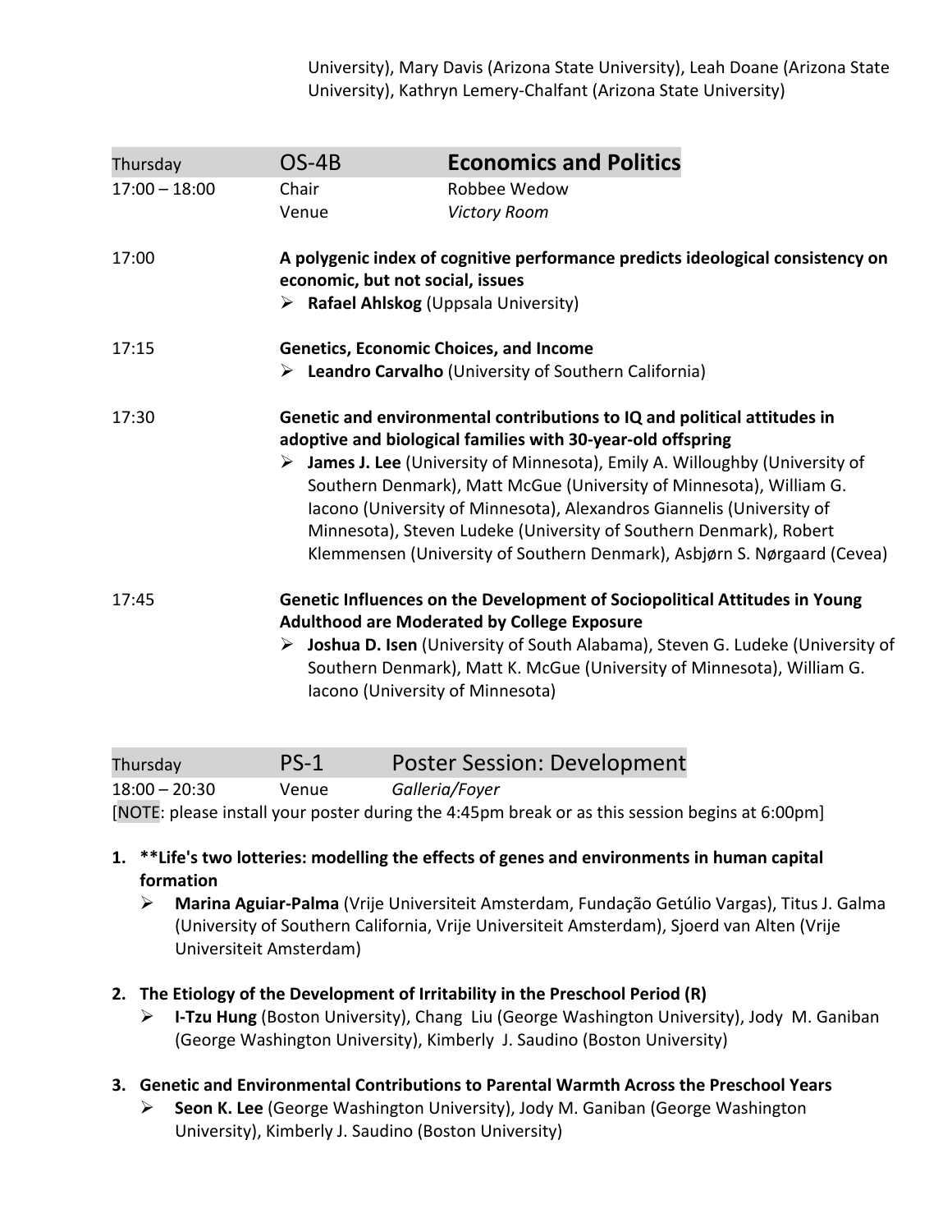University), Mary Davis (Arizona State University), Leah Doane (Arizona State University), Kathryn Lemery-Chalfant (Arizona State University)

| Thursday | OS-4B | **Economics and Politics** |
|---|---|---|
| 17:00 – 18:00 | Chair | Robbee Wedow |
| | Venue | *Victory Room* |

17:00 **A polygenic index of cognitive performance predicts ideological consistency on economic, but not social, issues**

- **Rafael Ahlskog** (Uppsala University)

17:15 **Genetics, Economic Choices, and Income**

- **Leandro Carvalho** (University of Southern California)

17:30 **Genetic and environmental contributions to IQ and political attitudes in adoptive and biological families with 30-year-old offspring**

- **James J. Lee** (University of Minnesota), Emily A. Willoughby (University of Southern Denmark), Matt McGue (University of Minnesota), William G. Iacono (University of Minnesota), Alexandros Giannelis (University of Minnesota), Steven Ludeke (University of Southern Denmark), Robert Klemmensen (University of Southern Denmark), Asbjørn S. Nørgaard (Cevea)

17:45 **Genetic Influences on the Development of Sociopolitical Attitudes in Young Adulthood are Moderated by College Exposure**

- **Joshua D. Isen** (University of South Alabama), Steven G. Ludeke (University of Southern Denmark), Matt K. McGue (University of Minnesota), William G. Iacono (University of Minnesota)

| Thursday | PS-1 | Poster Session: Development |
|---|---|---|
| 18:00 – 20:30 | Venue | *Galleria/Foyer* |

[NOTE: please install your poster during the 4:45pm break or as this session begins at 6:00pm]

1. **\*\*Life's two lotteries: modelling the effects of genes and environments in human capital formation**
   - **Marina Aguiar-Palma** (Vrije Universiteit Amsterdam, Fundação Getúlio Vargas), Titus J. Galma (University of Southern California, Vrije Universiteit Amsterdam), Sjoerd van Alten (Vrije Universiteit Amsterdam)

2. **The Etiology of the Development of Irritability in the Preschool Period (R)**
   - **I-Tzu Hung** (Boston University), Chang Liu (George Washington University), Jody M. Ganiban (George Washington University), Kimberly J. Saudino (Boston University)

3. **Genetic and Environmental Contributions to Parental Warmth Across the Preschool Years**
   - **Seon K. Lee** (George Washington University), Jody M. Ganiban (George Washington University), Kimberly J. Saudino (Boston University)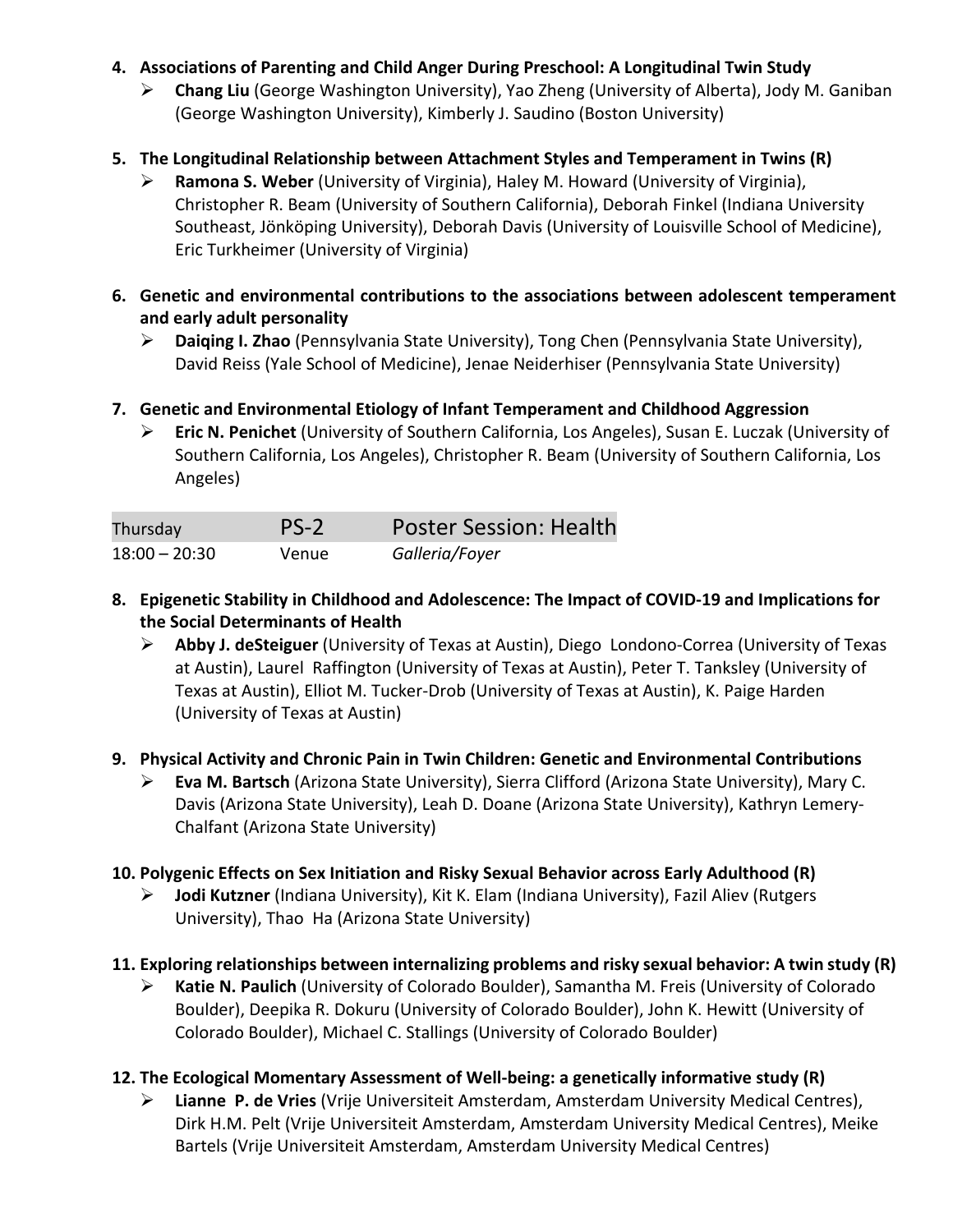4. **Associations of Parenting and Child Anger During Preschool: A Longitudinal Twin Study**
   - **Chang Liu** (George Washington University), Yao Zheng (University of Alberta), Jody M. Ganiban (George Washington University), Kimberly J. Saudino (Boston University)

5. **The Longitudinal Relationship between Attachment Styles and Temperament in Twins (R)**
   - **Ramona S. Weber** (University of Virginia), Haley M. Howard (University of Virginia), Christopher R. Beam (University of Southern California), Deborah Finkel (Indiana University Southeast, Jönköping University), Deborah Davis (University of Louisville School of Medicine), Eric Turkheimer (University of Virginia)

6. **Genetic and environmental contributions to the associations between adolescent temperament and early adult personality**
   - **Daiqing I. Zhao** (Pennsylvania State University), Tong Chen (Pennsylvania State University), David Reiss (Yale School of Medicine), Jenae Neiderhiser (Pennsylvania State University)

7. **Genetic and Environmental Etiology of Infant Temperament and Childhood Aggression**
   - **Eric N. Penichet** (University of Southern California, Los Angeles), Susan E. Luczak (University of Southern California, Los Angeles), Christopher R. Beam (University of Southern California, Los Angeles)

| Thursday | PS-2 | Poster Session: Health |
|---|---|---|
| 18:00 – 20:30 | Venue | *Galleria/Foyer* |

8. **Epigenetic Stability in Childhood and Adolescence: The Impact of COVID-19 and Implications for the Social Determinants of Health**
   - **Abby J. deSteiguer** (University of Texas at Austin), Diego Londono-Correa (University of Texas at Austin), Laurel Raffington (University of Texas at Austin), Peter T. Tanksley (University of Texas at Austin), Elliot M. Tucker-Drob (University of Texas at Austin), K. Paige Harden (University of Texas at Austin)

9. **Physical Activity and Chronic Pain in Twin Children: Genetic and Environmental Contributions**
   - **Eva M. Bartsch** (Arizona State University), Sierra Clifford (Arizona State University), Mary C. Davis (Arizona State University), Leah D. Doane (Arizona State University), Kathryn Lemery-Chalfant (Arizona State University)

10. **Polygenic Effects on Sex Initiation and Risky Sexual Behavior across Early Adulthood (R)**
    - **Jodi Kutzner** (Indiana University), Kit K. Elam (Indiana University), Fazil Aliev (Rutgers University), Thao Ha (Arizona State University)

11. **Exploring relationships between internalizing problems and risky sexual behavior: A twin study (R)**
    - **Katie N. Paulich** (University of Colorado Boulder), Samantha M. Freis (University of Colorado Boulder), Deepika R. Dokuru (University of Colorado Boulder), John K. Hewitt (University of Colorado Boulder), Michael C. Stallings (University of Colorado Boulder)

12. **The Ecological Momentary Assessment of Well-being: a genetically informative study (R)**
    - **Lianne P. de Vries** (Vrije Universiteit Amsterdam, Amsterdam University Medical Centres), Dirk H.M. Pelt (Vrije Universiteit Amsterdam, Amsterdam University Medical Centres), Meike Bartels (Vrije Universiteit Amsterdam, Amsterdam University Medical Centres)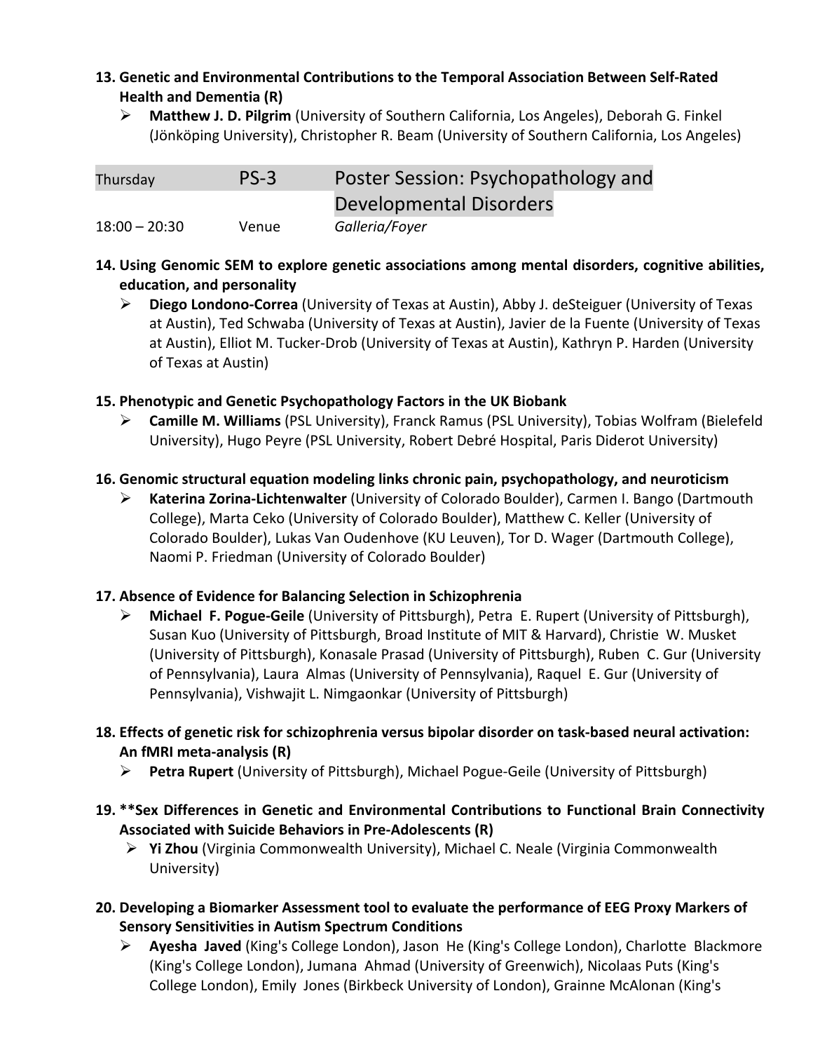**13. Genetic and Environmental Contributions to the Temporal Association Between Self-Rated Health and Dementia (R)**

- **Matthew J. D. Pilgrim** (University of Southern California, Los Angeles), Deborah G. Finkel (Jönköping University), Christopher R. Beam (University of Southern California, Los Angeles)

| Thursday | PS-3 | Poster Session: Psychopathology and Developmental Disorders |
|---|---|---|
| 18:00 – 20:30 | Venue | *Galleria/Foyer* |

**14. Using Genomic SEM to explore genetic associations among mental disorders, cognitive abilities, education, and personality**

- **Diego Londono-Correa** (University of Texas at Austin), Abby J. deSteiguer (University of Texas at Austin), Ted Schwaba (University of Texas at Austin), Javier de la Fuente (University of Texas at Austin), Elliot M. Tucker-Drob (University of Texas at Austin), Kathryn P. Harden (University of Texas at Austin)

**15. Phenotypic and Genetic Psychopathology Factors in the UK Biobank**

- **Camille M. Williams** (PSL University), Franck Ramus (PSL University), Tobias Wolfram (Bielefeld University), Hugo Peyre (PSL University, Robert Debré Hospital, Paris Diderot University)

**16. Genomic structural equation modeling links chronic pain, psychopathology, and neuroticism**

- **Katerina Zorina-Lichtenwalter** (University of Colorado Boulder), Carmen I. Bango (Dartmouth College), Marta Ceko (University of Colorado Boulder), Matthew C. Keller (University of Colorado Boulder), Lukas Van Oudenhove (KU Leuven), Tor D. Wager (Dartmouth College), Naomi P. Friedman (University of Colorado Boulder)

**17. Absence of Evidence for Balancing Selection in Schizophrenia**

- **Michael F. Pogue-Geile** (University of Pittsburgh), Petra E. Rupert (University of Pittsburgh), Susan Kuo (University of Pittsburgh, Broad Institute of MIT & Harvard), Christie W. Musket (University of Pittsburgh), Konasale Prasad (University of Pittsburgh), Ruben C. Gur (University of Pennsylvania), Laura Almas (University of Pennsylvania), Raquel E. Gur (University of Pennsylvania), Vishwajit L. Nimgaonkar (University of Pittsburgh)

**18. Effects of genetic risk for schizophrenia versus bipolar disorder on task-based neural activation: An fMRI meta-analysis (R)**

- **Petra Rupert** (University of Pittsburgh), Michael Pogue-Geile (University of Pittsburgh)

**19. **Sex Differences in Genetic and Environmental Contributions to Functional Brain Connectivity Associated with Suicide Behaviors in Pre-Adolescents (R)**

- **Yi Zhou** (Virginia Commonwealth University), Michael C. Neale (Virginia Commonwealth University)

**20. Developing a Biomarker Assessment tool to evaluate the performance of EEG Proxy Markers of Sensory Sensitivities in Autism Spectrum Conditions**

- **Ayesha Javed** (King's College London), Jason He (King's College London), Charlotte Blackmore (King's College London), Jumana Ahmad (University of Greenwich), Nicolaas Puts (King's College London), Emily Jones (Birkbeck University of London), Grainne McAlonan (King's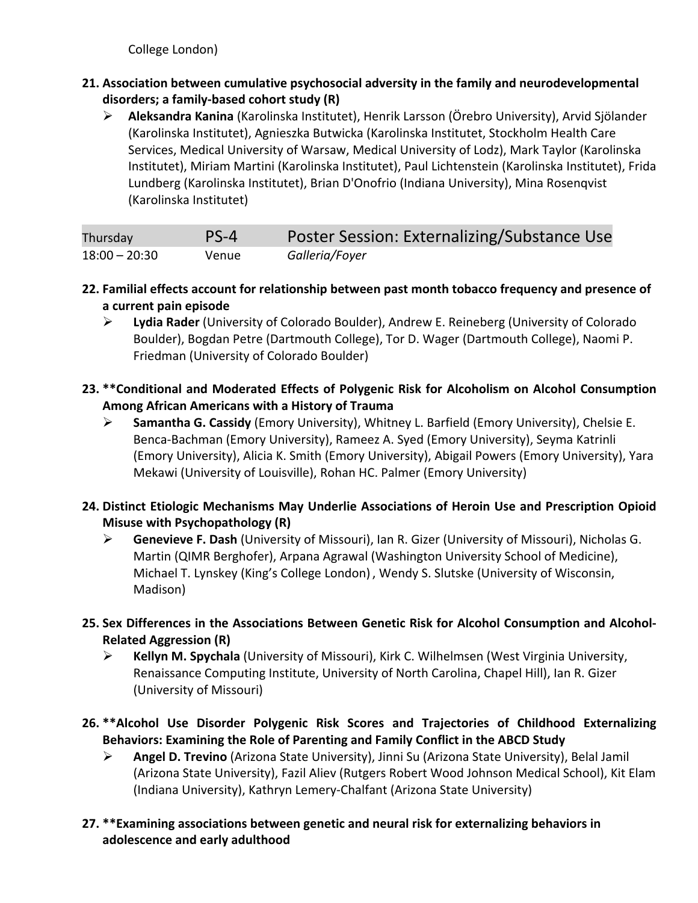College London)

**21. Association between cumulative psychosocial adversity in the family and neurodevelopmental disorders; a family-based cohort study (R)**

- **Aleksandra Kanina** (Karolinska Institutet), Henrik Larsson (Örebro University), Arvid Sjölander (Karolinska Institutet), Agnieszka Butwicka (Karolinska Institutet, Stockholm Health Care Services, Medical University of Warsaw, Medical University of Lodz), Mark Taylor (Karolinska Institutet), Miriam Martini (Karolinska Institutet), Paul Lichtenstein (Karolinska Institutet), Frida Lundberg (Karolinska Institutet), Brian D'Onofrio (Indiana University), Mina Rosenqvist (Karolinska Institutet)

| Thursday | PS-4 | Poster Session: Externalizing/Substance Use |
|---|---|---|
| 18:00 – 20:30 | Venue | *Galleria/Foyer* |

**22. Familial effects account for relationship between past month tobacco frequency and presence of a current pain episode**

- **Lydia Rader** (University of Colorado Boulder), Andrew E. Reineberg (University of Colorado Boulder), Bogdan Petre (Dartmouth College), Tor D. Wager (Dartmouth College), Naomi P. Friedman (University of Colorado Boulder)

**23. **Conditional and Moderated Effects of Polygenic Risk for Alcoholism on Alcohol Consumption Among African Americans with a History of Trauma**

- **Samantha G. Cassidy** (Emory University), Whitney L. Barfield (Emory University), Chelsie E. Benca-Bachman (Emory University), Rameez A. Syed (Emory University), Seyma Katrinli (Emory University), Alicia K. Smith (Emory University), Abigail Powers (Emory University), Yara Mekawi (University of Louisville), Rohan HC. Palmer (Emory University)

**24. Distinct Etiologic Mechanisms May Underlie Associations of Heroin Use and Prescription Opioid Misuse with Psychopathology (R)**

- **Genevieve F. Dash** (University of Missouri), Ian R. Gizer (University of Missouri), Nicholas G. Martin (QIMR Berghofer), Arpana Agrawal (Washington University School of Medicine), Michael T. Lynskey (King's College London) , Wendy S. Slutske (University of Wisconsin, Madison)

**25. Sex Differences in the Associations Between Genetic Risk for Alcohol Consumption and Alcohol-Related Aggression (R)**

- **Kellyn M. Spychala** (University of Missouri), Kirk C. Wilhelmsen (West Virginia University, Renaissance Computing Institute, University of North Carolina, Chapel Hill), Ian R. Gizer (University of Missouri)

**26. **Alcohol Use Disorder Polygenic Risk Scores and Trajectories of Childhood Externalizing Behaviors: Examining the Role of Parenting and Family Conflict in the ABCD Study**

- **Angel D. Trevino** (Arizona State University), Jinni Su (Arizona State University), Belal Jamil (Arizona State University), Fazil Aliev (Rutgers Robert Wood Johnson Medical School), Kit Elam (Indiana University), Kathryn Lemery-Chalfant (Arizona State University)

**27. **Examining associations between genetic and neural risk for externalizing behaviors in adolescence and early adulthood**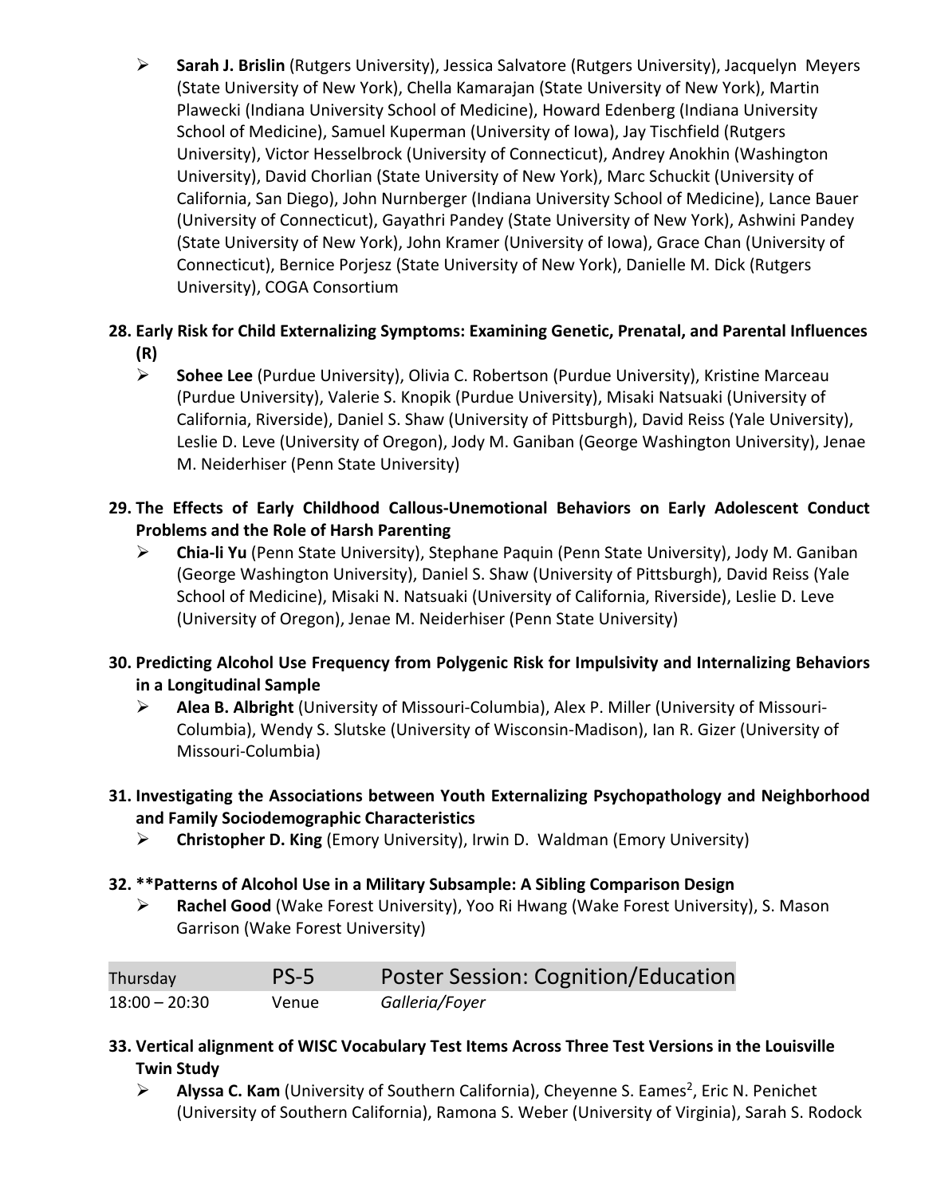- **Sarah J. Brislin** (Rutgers University), Jessica Salvatore (Rutgers University), Jacquelyn Meyers (State University of New York), Chella Kamarajan (State University of New York), Martin Plawecki (Indiana University School of Medicine), Howard Edenberg (Indiana University School of Medicine), Samuel Kuperman (University of Iowa), Jay Tischfield (Rutgers University), Victor Hesselbrock (University of Connecticut), Andrey Anokhin (Washington University), David Chorlian (State University of New York), Marc Schuckit (University of California, San Diego), John Nurnberger (Indiana University School of Medicine), Lance Bauer (University of Connecticut), Gayathri Pandey (State University of New York), Ashwini Pandey (State University of New York), John Kramer (University of Iowa), Grace Chan (University of Connecticut), Bernice Porjesz (State University of New York), Danielle M. Dick (Rutgers University), COGA Consortium

**28. Early Risk for Child Externalizing Symptoms: Examining Genetic, Prenatal, and Parental Influences (R)**

- **Sohee Lee** (Purdue University), Olivia C. Robertson (Purdue University), Kristine Marceau (Purdue University), Valerie S. Knopik (Purdue University), Misaki Natsuaki (University of California, Riverside), Daniel S. Shaw (University of Pittsburgh), David Reiss (Yale University), Leslie D. Leve (University of Oregon), Jody M. Ganiban (George Washington University), Jenae M. Neiderhiser (Penn State University)

**29. The Effects of Early Childhood Callous-Unemotional Behaviors on Early Adolescent Conduct Problems and the Role of Harsh Parenting**

- **Chia-li Yu** (Penn State University), Stephane Paquin (Penn State University), Jody M. Ganiban (George Washington University), Daniel S. Shaw (University of Pittsburgh), David Reiss (Yale School of Medicine), Misaki N. Natsuaki (University of California, Riverside), Leslie D. Leve (University of Oregon), Jenae M. Neiderhiser (Penn State University)

**30. Predicting Alcohol Use Frequency from Polygenic Risk for Impulsivity and Internalizing Behaviors in a Longitudinal Sample**

- **Alea B. Albright** (University of Missouri-Columbia), Alex P. Miller (University of Missouri-Columbia), Wendy S. Slutske (University of Wisconsin-Madison), Ian R. Gizer (University of Missouri-Columbia)

**31. Investigating the Associations between Youth Externalizing Psychopathology and Neighborhood and Family Sociodemographic Characteristics**

- **Christopher D. King** (Emory University), Irwin D. Waldman (Emory University)

**32. **Patterns of Alcohol Use in a Military Subsample: A Sibling Comparison Design**

- **Rachel Good** (Wake Forest University), Yoo Ri Hwang (Wake Forest University), S. Mason Garrison (Wake Forest University)

| Thursday | PS-5 | Poster Session: Cognition/Education |
|---|---|---|
| 18:00 – 20:30 | Venue | *Galleria/Foyer* |

**33. Vertical alignment of WISC Vocabulary Test Items Across Three Test Versions in the Louisville Twin Study**

- **Alyssa C. Kam** (University of Southern California), Cheyenne S. Eames[2], Eric N. Penichet (University of Southern California), Ramona S. Weber (University of Virginia), Sarah S. Rodock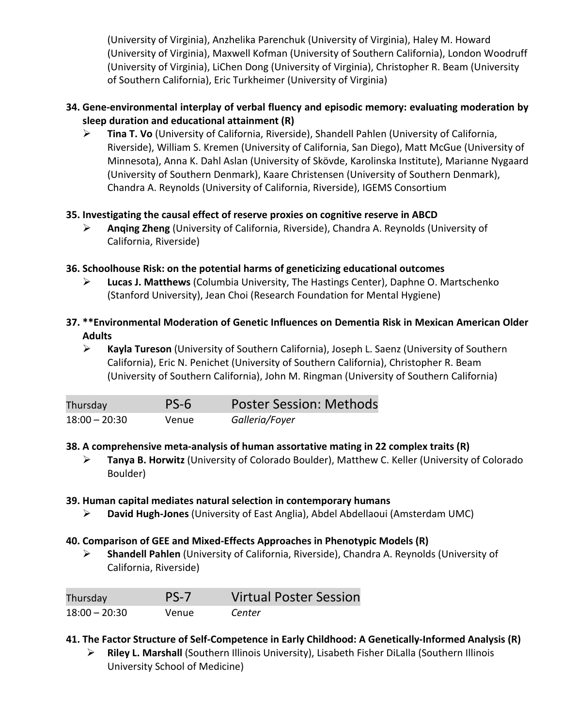(University of Virginia), Anzhelika Parenchuk (University of Virginia), Haley M. Howard (University of Virginia), Maxwell Kofman (University of Southern California), London Woodruff (University of Virginia), LiChen Dong (University of Virginia), Christopher R. Beam (University of Southern California), Eric Turkheimer (University of Virginia)

**34. Gene-environmental interplay of verbal fluency and episodic memory: evaluating moderation by sleep duration and educational attainment (R)**

- **Tina T. Vo** (University of California, Riverside), Shandell Pahlen (University of California, Riverside), William S. Kremen (University of California, San Diego), Matt McGue (University of Minnesota), Anna K. Dahl Aslan (University of Skövde, Karolinska Institute), Marianne Nygaard (University of Southern Denmark), Kaare Christensen (University of Southern Denmark), Chandra A. Reynolds (University of California, Riverside), IGEMS Consortium

**35. Investigating the causal effect of reserve proxies on cognitive reserve in ABCD**

- **Anqing Zheng** (University of California, Riverside), Chandra A. Reynolds (University of California, Riverside)

**36. Schoolhouse Risk: on the potential harms of geneticizing educational outcomes**

- **Lucas J. Matthews** (Columbia University, The Hastings Center), Daphne O. Martschenko (Stanford University), Jean Choi (Research Foundation for Mental Hygiene)

**37. **Environmental Moderation of Genetic Influences on Dementia Risk in Mexican American Older Adults**

- **Kayla Tureson** (University of Southern California), Joseph L. Saenz (University of Southern California), Eric N. Penichet (University of Southern California), Christopher R. Beam (University of Southern California), John M. Ringman (University of Southern California)

| Thursday | PS-6 | Poster Session: Methods |
|---|---|---|
| 18:00 – 20:30 | Venue | *Galleria/Foyer* |

**38. A comprehensive meta-analysis of human assortative mating in 22 complex traits (R)**

- **Tanya B. Horwitz** (University of Colorado Boulder), Matthew C. Keller (University of Colorado Boulder)

**39. Human capital mediates natural selection in contemporary humans**

- **David Hugh-Jones** (University of East Anglia), Abdel Abdellaoui (Amsterdam UMC)

**40. Comparison of GEE and Mixed-Effects Approaches in Phenotypic Models (R)**

- **Shandell Pahlen** (University of California, Riverside), Chandra A. Reynolds (University of California, Riverside)

| Thursday | PS-7 | Virtual Poster Session |
|---|---|---|
| 18:00 – 20:30 | Venue | *Center* |

**41. The Factor Structure of Self-Competence in Early Childhood: A Genetically-Informed Analysis (R)**

- **Riley L. Marshall** (Southern Illinois University), Lisabeth Fisher DiLalla (Southern Illinois University School of Medicine)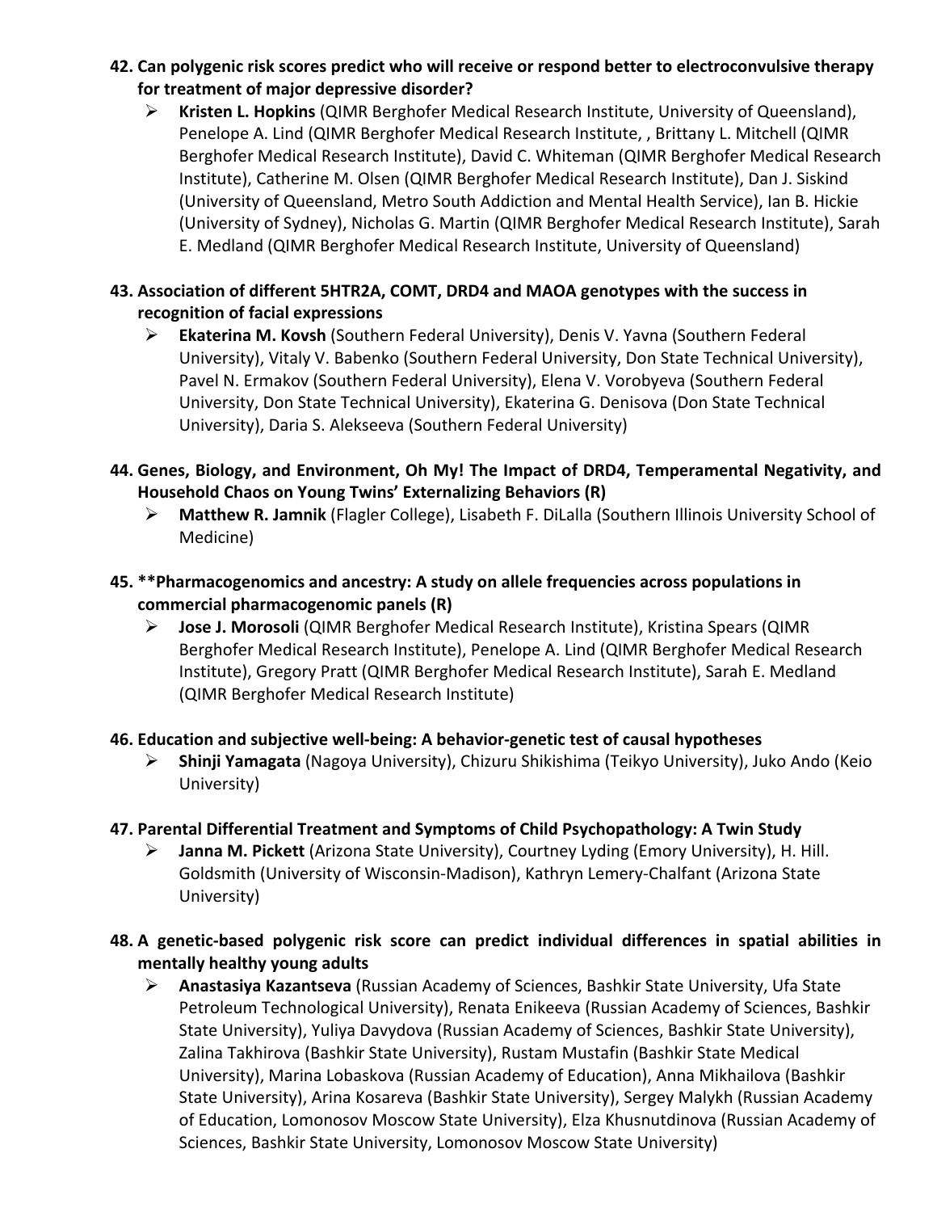**42. Can polygenic risk scores predict who will receive or respond better to electroconvulsive therapy for treatment of major depressive disorder?**

- **Kristen L. Hopkins** (QIMR Berghofer Medical Research Institute, University of Queensland), Penelope A. Lind (QIMR Berghofer Medical Research Institute, , Brittany L. Mitchell (QIMR Berghofer Medical Research Institute), David C. Whiteman (QIMR Berghofer Medical Research Institute), Catherine M. Olsen (QIMR Berghofer Medical Research Institute), Dan J. Siskind (University of Queensland, Metro South Addiction and Mental Health Service), Ian B. Hickie (University of Sydney), Nicholas G. Martin (QIMR Berghofer Medical Research Institute), Sarah E. Medland (QIMR Berghofer Medical Research Institute, University of Queensland)

**43. Association of different 5HTR2A, COMT, DRD4 and MAOA genotypes with the success in recognition of facial expressions**

- **Ekaterina M. Kovsh** (Southern Federal University), Denis V. Yavna (Southern Federal University), Vitaly V. Babenko (Southern Federal University, Don State Technical University), Pavel N. Ermakov (Southern Federal University), Elena V. Vorobyeva (Southern Federal University, Don State Technical University), Ekaterina G. Denisova (Don State Technical University), Daria S. Alekseeva (Southern Federal University)

**44. Genes, Biology, and Environment, Oh My! The Impact of DRD4, Temperamental Negativity, and Household Chaos on Young Twins' Externalizing Behaviors (R)**

- **Matthew R. Jamnik** (Flagler College), Lisabeth F. DiLalla (Southern Illinois University School of Medicine)

**45. **Pharmacogenomics and ancestry: A study on allele frequencies across populations in commercial pharmacogenomic panels (R)**

- **Jose J. Morosoli** (QIMR Berghofer Medical Research Institute), Kristina Spears (QIMR Berghofer Medical Research Institute), Penelope A. Lind (QIMR Berghofer Medical Research Institute), Gregory Pratt (QIMR Berghofer Medical Research Institute), Sarah E. Medland (QIMR Berghofer Medical Research Institute)

**46. Education and subjective well-being: A behavior-genetic test of causal hypotheses**

- **Shinji Yamagata** (Nagoya University), Chizuru Shikishima (Teikyo University), Juko Ando (Keio University)

**47. Parental Differential Treatment and Symptoms of Child Psychopathology: A Twin Study**

- **Janna M. Pickett** (Arizona State University), Courtney Lyding (Emory University), H. Hill. Goldsmith (University of Wisconsin-Madison), Kathryn Lemery-Chalfant (Arizona State University)

**48. A genetic-based polygenic risk score can predict individual differences in spatial abilities in mentally healthy young adults**

- **Anastasiya Kazantseva** (Russian Academy of Sciences, Bashkir State University, Ufa State Petroleum Technological University), Renata Enikeeva (Russian Academy of Sciences, Bashkir State University), Yuliya Davydova (Russian Academy of Sciences, Bashkir State University), Zalina Takhirova (Bashkir State University), Rustam Mustafin (Bashkir State Medical University), Marina Lobaskova (Russian Academy of Education), Anna Mikhailova (Bashkir State University), Arina Kosareva (Bashkir State University), Sergey Malykh (Russian Academy of Education, Lomonosov Moscow State University), Elza Khusnutdinova (Russian Academy of Sciences, Bashkir State University, Lomonosov Moscow State University)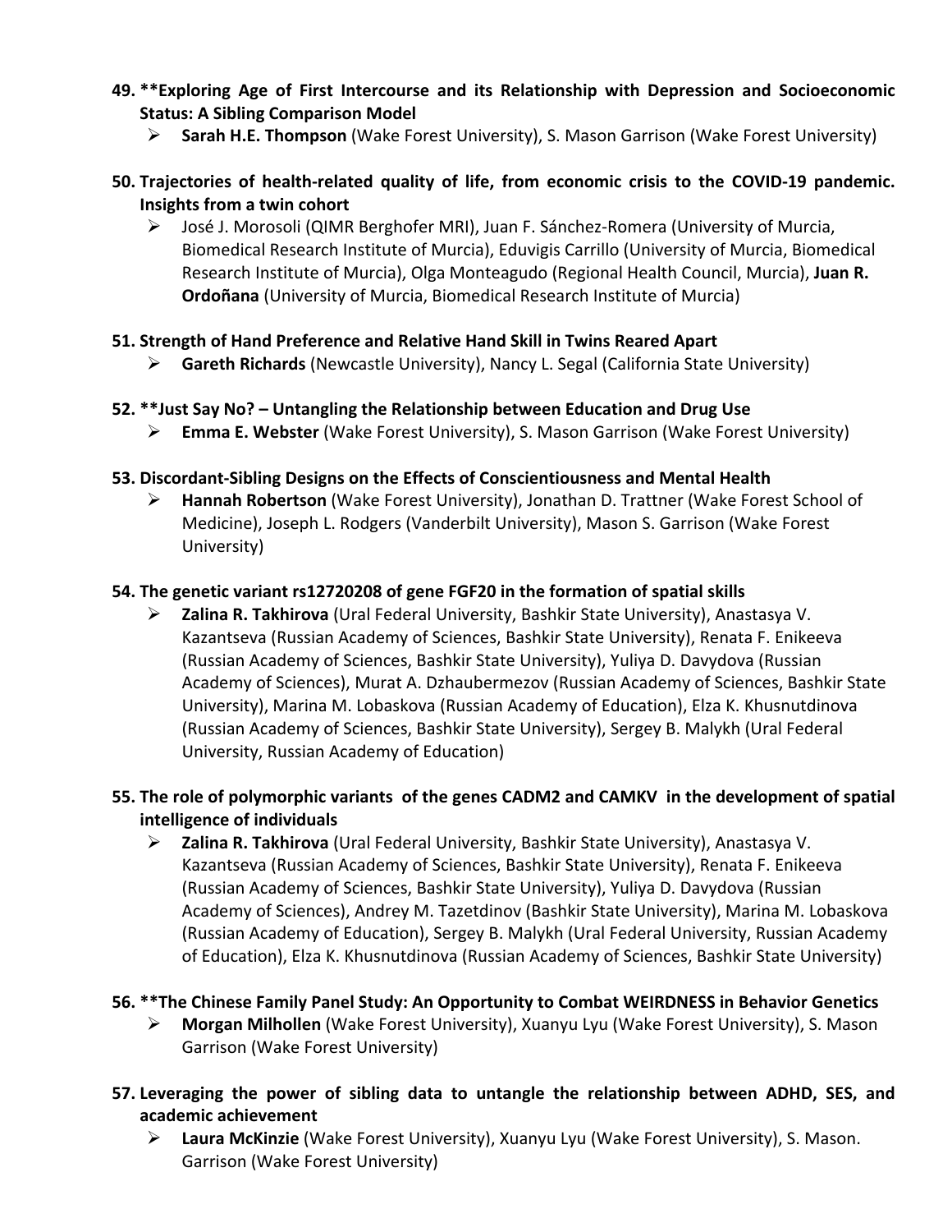49. **\*\*Exploring Age of First Intercourse and its Relationship with Depression and Socioeconomic Status: A Sibling Comparison Model**
    - **Sarah H.E. Thompson** (Wake Forest University), S. Mason Garrison (Wake Forest University)

50. **Trajectories of health-related quality of life, from economic crisis to the COVID-19 pandemic. Insights from a twin cohort**
    - José J. Morosoli (QIMR Berghofer MRI), Juan F. Sánchez-Romera (University of Murcia, Biomedical Research Institute of Murcia), Eduvigis Carrillo (University of Murcia, Biomedical Research Institute of Murcia), Olga Monteagudo (Regional Health Council, Murcia), **Juan R. Ordoñana** (University of Murcia, Biomedical Research Institute of Murcia)

51. **Strength of Hand Preference and Relative Hand Skill in Twins Reared Apart**
    - **Gareth Richards** (Newcastle University), Nancy L. Segal (California State University)

52. **\*\*Just Say No? – Untangling the Relationship between Education and Drug Use**
    - **Emma E. Webster** (Wake Forest University), S. Mason Garrison (Wake Forest University)

53. **Discordant-Sibling Designs on the Effects of Conscientiousness and Mental Health**
    - **Hannah Robertson** (Wake Forest University), Jonathan D. Trattner (Wake Forest School of Medicine), Joseph L. Rodgers (Vanderbilt University), Mason S. Garrison (Wake Forest University)

54. **The genetic variant rs12720208 of gene FGF20 in the formation of spatial skills**
    - **Zalina R. Takhirova** (Ural Federal University, Bashkir State University), Anastasya V. Kazantseva (Russian Academy of Sciences, Bashkir State University), Renata F. Enikeeva (Russian Academy of Sciences, Bashkir State University), Yuliya D. Davydova (Russian Academy of Sciences), Murat A. Dzhaubermezov (Russian Academy of Sciences, Bashkir State University), Marina M. Lobaskova (Russian Academy of Education), Elza K. Khusnutdinova (Russian Academy of Sciences, Bashkir State University), Sergey B. Malykh (Ural Federal University, Russian Academy of Education)

55. **The role of polymorphic variants of the genes CADM2 and CAMKV in the development of spatial intelligence of individuals**
    - **Zalina R. Takhirova** (Ural Federal University, Bashkir State University), Anastasya V. Kazantseva (Russian Academy of Sciences, Bashkir State University), Renata F. Enikeeva (Russian Academy of Sciences, Bashkir State University), Yuliya D. Davydova (Russian Academy of Sciences), Andrey M. Tazetdinov (Bashkir State University), Marina M. Lobaskova (Russian Academy of Education), Sergey B. Malykh (Ural Federal University, Russian Academy of Education), Elza K. Khusnutdinova (Russian Academy of Sciences, Bashkir State University)

56. **\*\*The Chinese Family Panel Study: An Opportunity to Combat WEIRDNESS in Behavior Genetics**
    - **Morgan Milhollen** (Wake Forest University), Xuanyu Lyu (Wake Forest University), S. Mason Garrison (Wake Forest University)

57. **Leveraging the power of sibling data to untangle the relationship between ADHD, SES, and academic achievement**
    - **Laura McKinzie** (Wake Forest University), Xuanyu Lyu (Wake Forest University), S. Mason. Garrison (Wake Forest University)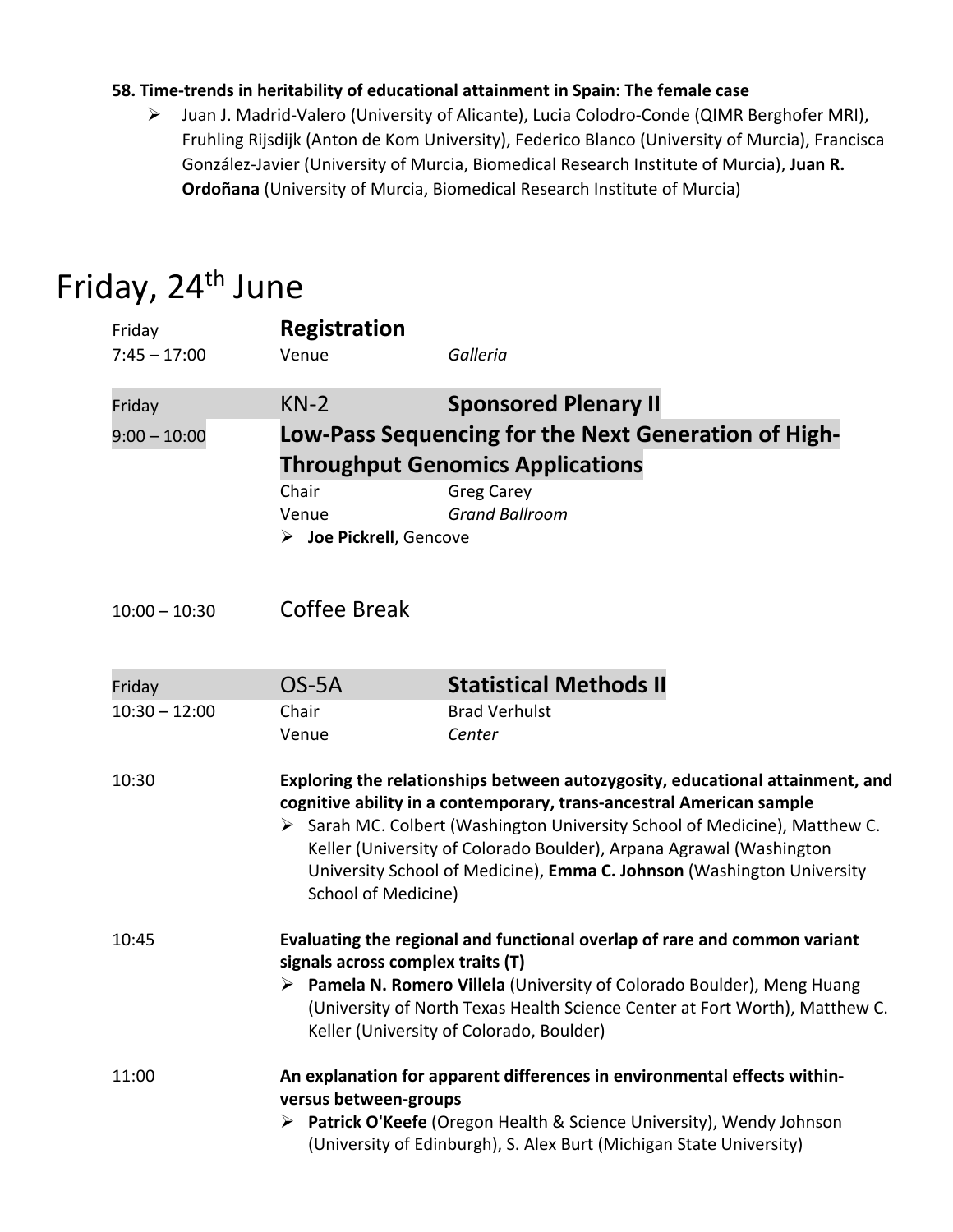**58. Time-trends in heritability of educational attainment in Spain: The female case**

- Juan J. Madrid-Valero (University of Alicante), Lucia Colodro-Conde (QIMR Berghofer MRI), Fruhling Rijsdijk (Anton de Kom University), Federico Blanco (University of Murcia), Francisca González-Javier (University of Murcia, Biomedical Research Institute of Murcia), **Juan R. Ordoñana** (University of Murcia, Biomedical Research Institute of Murcia)

# Friday, 24th June

Friday
7:45 – 17:00

**Registration**

Venue *Galleria*

Friday
9:00 – 10:00

KN-2 **Sponsored Plenary II**

**Low-Pass Sequencing for the Next Generation of High-Throughput Genomics Applications**

Chair Greg Carey
Venue *Grand Ballroom*

- **Joe Pickrell**, Gencove

10:00 – 10:30 Coffee Break

Friday
10:30 – 12:00

OS-5A **Statistical Methods II**

Chair Brad Verhulst
Venue *Center*

10:30

**Exploring the relationships between autozygosity, educational attainment, and cognitive ability in a contemporary, trans-ancestral American sample**

- Sarah MC. Colbert (Washington University School of Medicine), Matthew C. Keller (University of Colorado Boulder), Arpana Agrawal (Washington University School of Medicine), **Emma C. Johnson** (Washington University School of Medicine)

10:45

**Evaluating the regional and functional overlap of rare and common variant signals across complex traits (T)**

- **Pamela N. Romero Villela** (University of Colorado Boulder), Meng Huang (University of North Texas Health Science Center at Fort Worth), Matthew C. Keller (University of Colorado, Boulder)

11:00

**An explanation for apparent differences in environmental effects within- versus between-groups**

- **Patrick O'Keefe** (Oregon Health & Science University), Wendy Johnson (University of Edinburgh), S. Alex Burt (Michigan State University)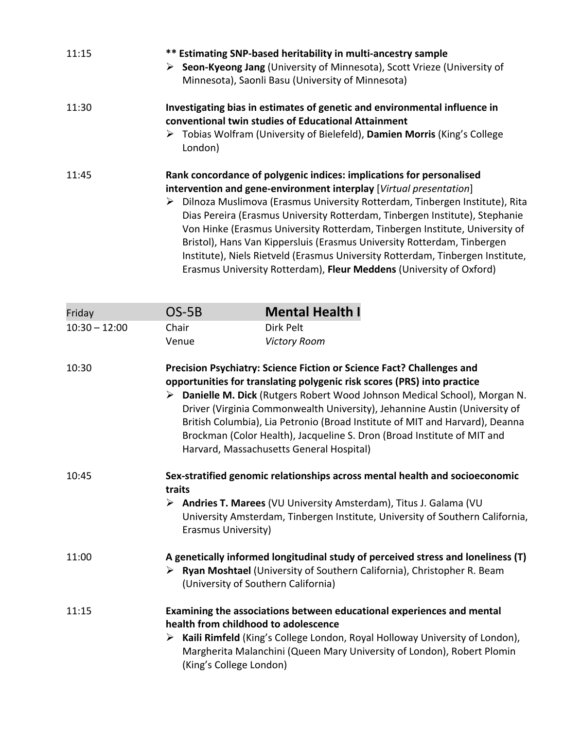11:15 **\*\* Estimating SNP-based heritability in multi-ancestry sample**

- **Seon-Kyeong Jang** (University of Minnesota), Scott Vrieze (University of Minnesota), Saonli Basu (University of Minnesota)

11:30 **Investigating bias in estimates of genetic and environmental influence in conventional twin studies of Educational Attainment**

- Tobias Wolfram (University of Bielefeld), **Damien Morris** (King's College London)

11:45 **Rank concordance of polygenic indices: implications for personalised intervention and gene-environment interplay** [*Virtual presentation*]

- Dilnoza Muslimova (Erasmus University Rotterdam, Tinbergen Institute), Rita Dias Pereira (Erasmus University Rotterdam, Tinbergen Institute), Stephanie Von Hinke (Erasmus University Rotterdam, Tinbergen Institute, University of Bristol), Hans Van Kippersluis (Erasmus University Rotterdam, Tinbergen Institute), Niels Rietveld (Erasmus University Rotterdam, Tinbergen Institute, Erasmus University Rotterdam), **Fleur Meddens** (University of Oxford)

| Friday | OS-5B | **Mental Health I** |
|---|---|---|
| 10:30 – 12:00 | Chair | Dirk Pelt |
| | Venue | *Victory Room* |

10:30 **Precision Psychiatry: Science Fiction or Science Fact? Challenges and opportunities for translating polygenic risk scores (PRS) into practice**

- **Danielle M. Dick** (Rutgers Robert Wood Johnson Medical School), Morgan N. Driver (Virginia Commonwealth University), Jehannine Austin (University of British Columbia), Lia Petronio (Broad Institute of MIT and Harvard), Deanna Brockman (Color Health), Jacqueline S. Dron (Broad Institute of MIT and Harvard, Massachusetts General Hospital)

10:45 **Sex-stratified genomic relationships across mental health and socioeconomic traits**

- **Andries T. Marees** (VU University Amsterdam), Titus J. Galama (VU University Amsterdam, Tinbergen Institute, University of Southern California, Erasmus University)

11:00 **A genetically informed longitudinal study of perceived stress and loneliness (T)**

- **Ryan Moshtael** (University of Southern California), Christopher R. Beam (University of Southern California)

11:15 **Examining the associations between educational experiences and mental health from childhood to adolescence**

- **Kaili Rimfeld** (King's College London, Royal Holloway University of London), Margherita Malanchini (Queen Mary University of London), Robert Plomin (King's College London)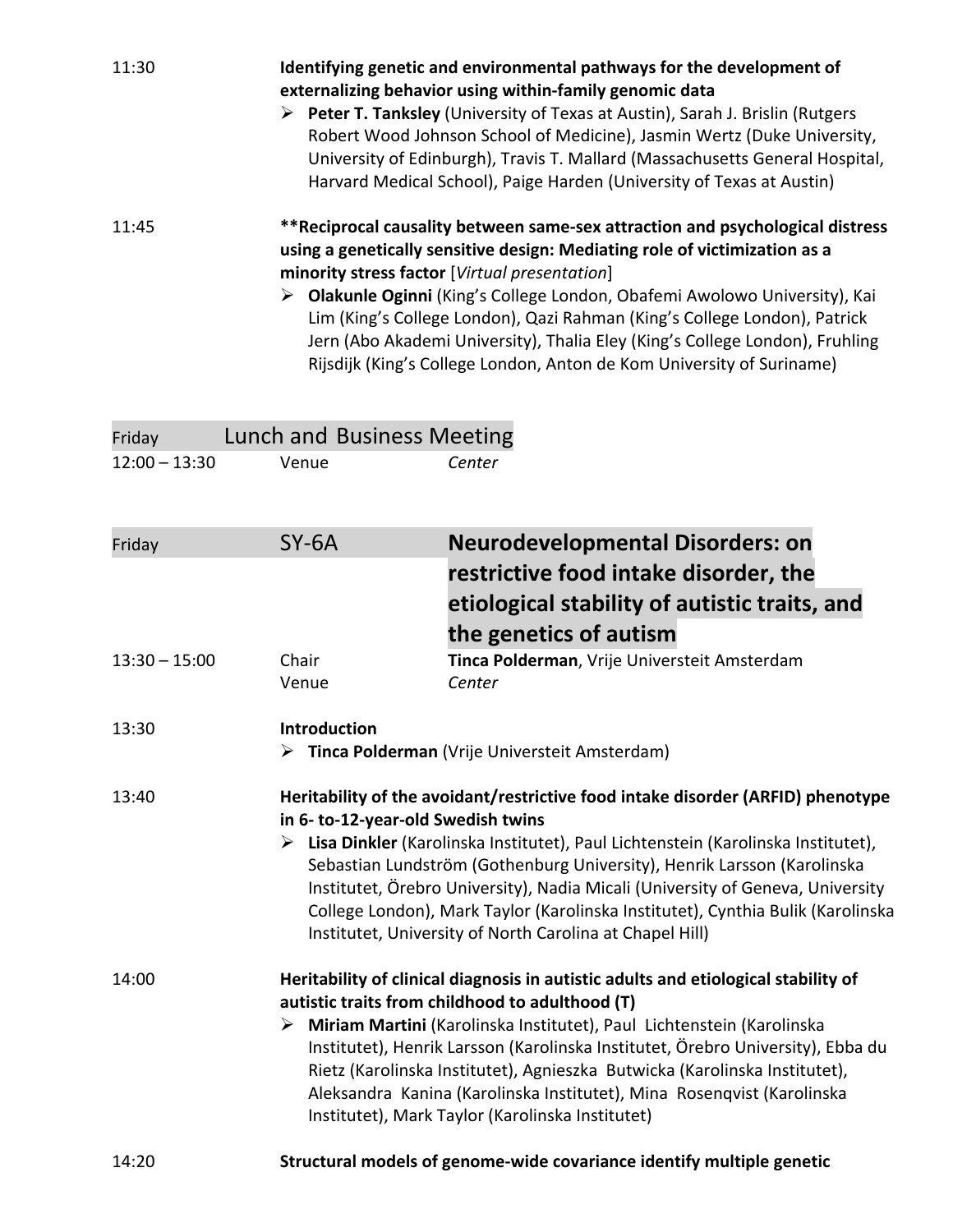11:30 **Identifying genetic and environmental pathways for the development of externalizing behavior using within-family genomic data**

- **Peter T. Tanksley** (University of Texas at Austin), Sarah J. Brislin (Rutgers Robert Wood Johnson School of Medicine), Jasmin Wertz (Duke University, University of Edinburgh), Travis T. Mallard (Massachusetts General Hospital, Harvard Medical School), Paige Harden (University of Texas at Austin)

11:45 **\*\*Reciprocal causality between same-sex attraction and psychological distress using a genetically sensitive design: Mediating role of victimization as a minority stress factor** [*Virtual presentation*]

- **Olakunle Oginni** (King's College London, Obafemi Awolowo University), Kai Lim (King's College London), Qazi Rahman (King's College London), Patrick Jern (Abo Akademi University), Thalia Eley (King's College London), Fruhling Rijsdijk (King's College London, Anton de Kom University of Suriname)

## Friday — Lunch and Business Meeting

12:00 – 13:30 Venue *Center*

## Friday — SY-6A — Neurodevelopmental Disorders: on restrictive food intake disorder, the etiological stability of autistic traits, and the genetics of autism

13:30 – 15:00
Chair: **Tinca Polderman**, Vrije Universteit Amsterdam
Venue: *Center*

13:30 **Introduction**

- **Tinca Polderman** (Vrije Universteit Amsterdam)

13:40 **Heritability of the avoidant/restrictive food intake disorder (ARFID) phenotype in 6- to-12-year-old Swedish twins**

- **Lisa Dinkler** (Karolinska Institutet), Paul Lichtenstein (Karolinska Institutet), Sebastian Lundström (Gothenburg University), Henrik Larsson (Karolinska Institutet, Örebro University), Nadia Micali (University of Geneva, University College London), Mark Taylor (Karolinska Institutet), Cynthia Bulik (Karolinska Institutet, University of North Carolina at Chapel Hill)

14:00 **Heritability of clinical diagnosis in autistic adults and etiological stability of autistic traits from childhood to adulthood (T)**

- **Miriam Martini** (Karolinska Institutet), Paul Lichtenstein (Karolinska Institutet), Henrik Larsson (Karolinska Institutet, Örebro University), Ebba du Rietz (Karolinska Institutet), Agnieszka Butwicka (Karolinska Institutet), Aleksandra Kanina (Karolinska Institutet), Mina Rosenqvist (Karolinska Institutet), Mark Taylor (Karolinska Institutet)

14:20 **Structural models of genome-wide covariance identify multiple genetic**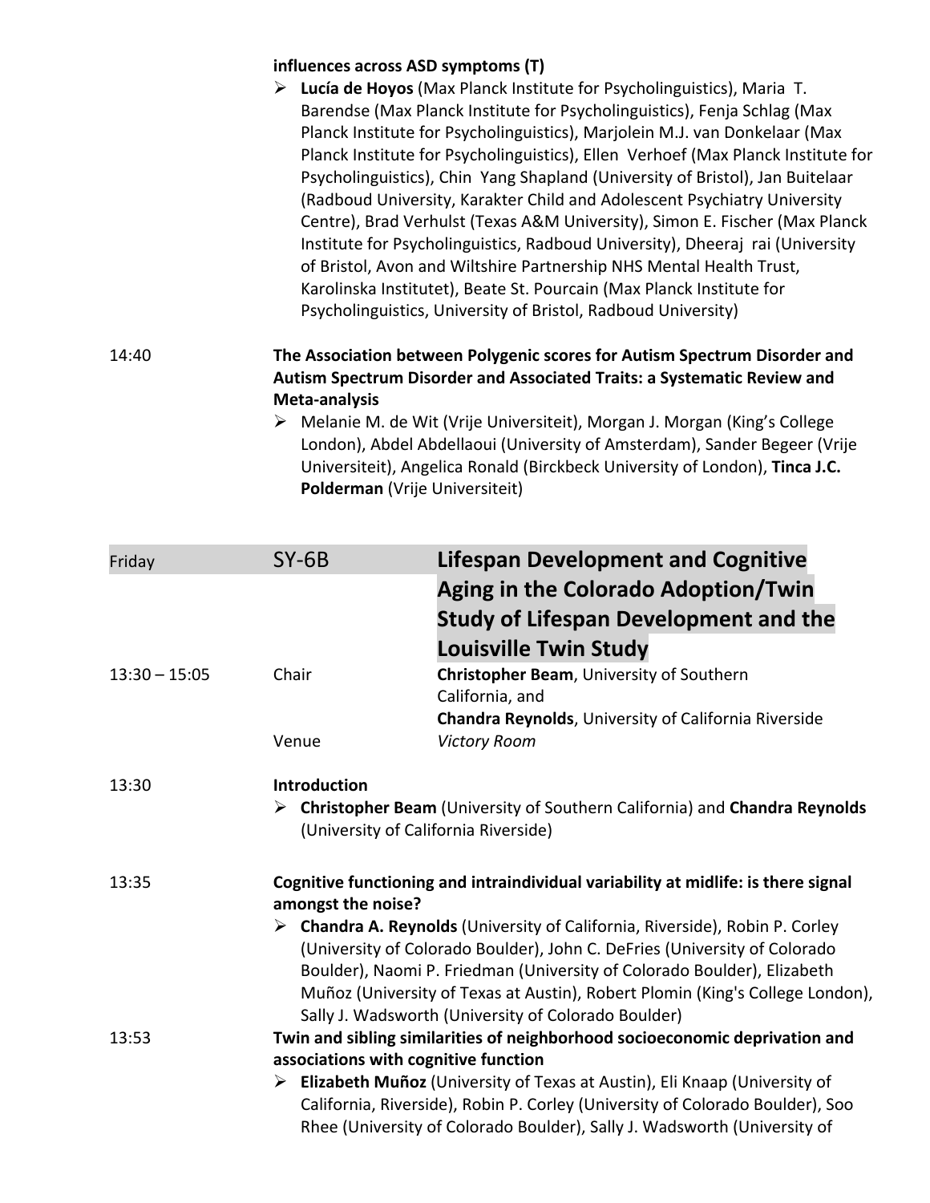**influences across ASD symptoms (T)**

- **Lucía de Hoyos** (Max Planck Institute for Psycholinguistics), Maria T. Barendse (Max Planck Institute for Psycholinguistics), Fenja Schlag (Max Planck Institute for Psycholinguistics), Marjolein M.J. van Donkelaar (Max Planck Institute for Psycholinguistics), Ellen Verhoef (Max Planck Institute for Psycholinguistics), Chin Yang Shapland (University of Bristol), Jan Buitelaar (Radboud University, Karakter Child and Adolescent Psychiatry University Centre), Brad Verhulst (Texas A&M University), Simon E. Fischer (Max Planck Institute for Psycholinguistics, Radboud University), Dheeraj rai (University of Bristol, Avon and Wiltshire Partnership NHS Mental Health Trust, Karolinska Institutet), Beate St. Pourcain (Max Planck Institute for Psycholinguistics, University of Bristol, Radboud University)

14:40 **The Association between Polygenic scores for Autism Spectrum Disorder and Autism Spectrum Disorder and Associated Traits: a Systematic Review and Meta-analysis**

- Melanie M. de Wit (Vrije Universiteit), Morgan J. Morgan (King's College London), Abdel Abdellaoui (University of Amsterdam), Sander Begeer (Vrije Universiteit), Angelica Ronald (Birckbeck University of London), **Tinca J.C. Polderman** (Vrije Universiteit)

## Friday — SY-6B — Lifespan Development and Cognitive Aging in the Colorado Adoption/Twin Study of Lifespan Development and the Louisville Twin Study

13:30 – 15:05

Chair: **Christopher Beam**, University of Southern California, and **Chandra Reynolds**, University of California Riverside

Venue: *Victory Room*

13:30 **Introduction**

- **Christopher Beam** (University of Southern California) and **Chandra Reynolds** (University of California Riverside)

13:35 **Cognitive functioning and intraindividual variability at midlife: is there signal amongst the noise?**

- **Chandra A. Reynolds** (University of California, Riverside), Robin P. Corley (University of Colorado Boulder), John C. DeFries (University of Colorado Boulder), Naomi P. Friedman (University of Colorado Boulder), Elizabeth Muñoz (University of Texas at Austin), Robert Plomin (King's College London), Sally J. Wadsworth (University of Colorado Boulder)

13:53 **Twin and sibling similarities of neighborhood socioeconomic deprivation and associations with cognitive function**

- **Elizabeth Muñoz** (University of Texas at Austin), Eli Knaap (University of California, Riverside), Robin P. Corley (University of Colorado Boulder), Soo Rhee (University of Colorado Boulder), Sally J. Wadsworth (University of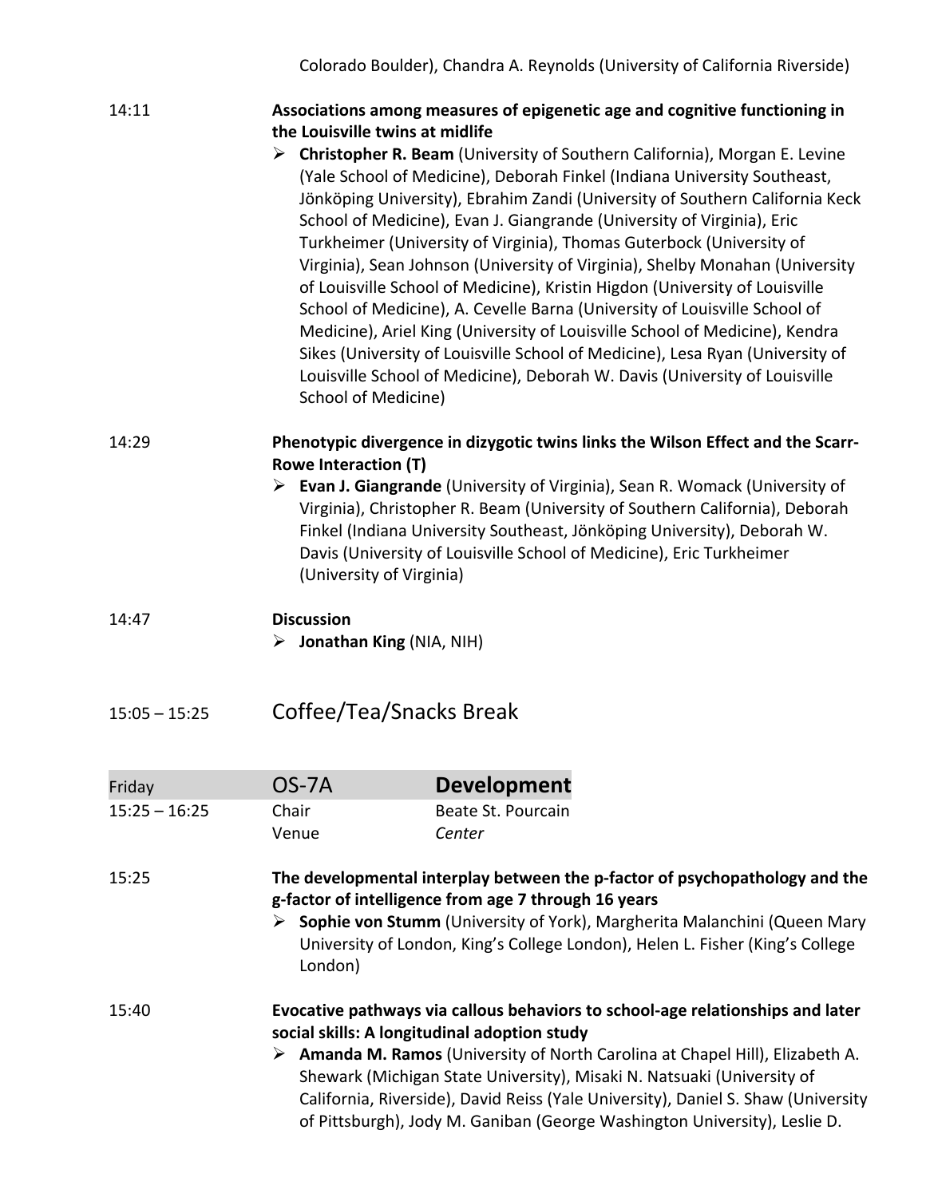Colorado Boulder), Chandra A. Reynolds (University of California Riverside)

14:11 **Associations among measures of epigenetic age and cognitive functioning in the Louisville twins at midlife**

- **Christopher R. Beam** (University of Southern California), Morgan E. Levine (Yale School of Medicine), Deborah Finkel (Indiana University Southeast, Jönköping University), Ebrahim Zandi (University of Southern California Keck School of Medicine), Evan J. Giangrande (University of Virginia), Eric Turkheimer (University of Virginia), Thomas Guterbock (University of Virginia), Sean Johnson (University of Virginia), Shelby Monahan (University of Louisville School of Medicine), Kristin Higdon (University of Louisville School of Medicine), A. Cevelle Barna (University of Louisville School of Medicine), Ariel King (University of Louisville School of Medicine), Kendra Sikes (University of Louisville School of Medicine), Lesa Ryan (University of Louisville School of Medicine), Deborah W. Davis (University of Louisville School of Medicine)

14:29 **Phenotypic divergence in dizygotic twins links the Wilson Effect and the Scarr-Rowe Interaction (T)**

- **Evan J. Giangrande** (University of Virginia), Sean R. Womack (University of Virginia), Christopher R. Beam (University of Southern California), Deborah Finkel (Indiana University Southeast, Jönköping University), Deborah W. Davis (University of Louisville School of Medicine), Eric Turkheimer (University of Virginia)

14:47 **Discussion**

- **Jonathan King** (NIA, NIH)

## 15:05 – 15:25 Coffee/Tea/Snacks Break

| Friday | OS-7A | **Development** |
|---|---|---|
| 15:25 – 16:25 | Chair | Beate St. Pourcain |
| | Venue | *Center* |

15:25 **The developmental interplay between the p-factor of psychopathology and the g-factor of intelligence from age 7 through 16 years**

- **Sophie von Stumm** (University of York), Margherita Malanchini (Queen Mary University of London, King's College London), Helen L. Fisher (King's College London)

15:40 **Evocative pathways via callous behaviors to school-age relationships and later social skills: A longitudinal adoption study**

- **Amanda M. Ramos** (University of North Carolina at Chapel Hill), Elizabeth A. Shewark (Michigan State University), Misaki N. Natsuaki (University of California, Riverside), David Reiss (Yale University), Daniel S. Shaw (University of Pittsburgh), Jody M. Ganiban (George Washington University), Leslie D.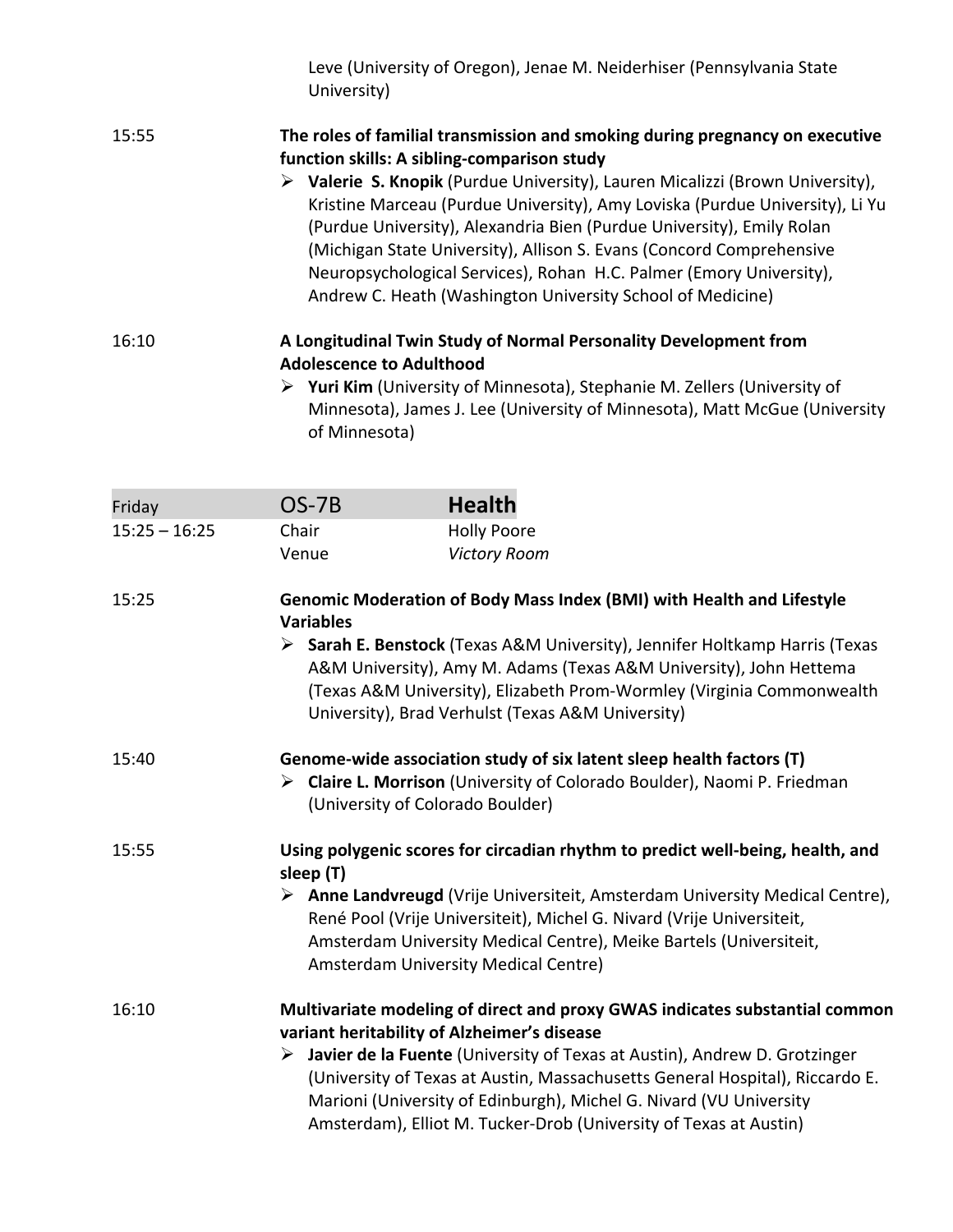Leve (University of Oregon), Jenae M. Neiderhiser (Pennsylvania State University)

15:55 **The roles of familial transmission and smoking during pregnancy on executive function skills: A sibling-comparison study**

- **Valerie S. Knopik** (Purdue University), Lauren Micalizzi (Brown University), Kristine Marceau (Purdue University), Amy Loviska (Purdue University), Li Yu (Purdue University), Alexandria Bien (Purdue University), Emily Rolan (Michigan State University), Allison S. Evans (Concord Comprehensive Neuropsychological Services), Rohan H.C. Palmer (Emory University), Andrew C. Heath (Washington University School of Medicine)

16:10 **A Longitudinal Twin Study of Normal Personality Development from Adolescence to Adulthood**

- **Yuri Kim** (University of Minnesota), Stephanie M. Zellers (University of Minnesota), James J. Lee (University of Minnesota), Matt McGue (University of Minnesota)

| Friday | OS-7B | **Health** |
|---|---|---|
| 15:25 – 16:25 | Chair | Holly Poore |
| | Venue | *Victory Room* |

15:25 **Genomic Moderation of Body Mass Index (BMI) with Health and Lifestyle Variables**

- **Sarah E. Benstock** (Texas A&M University), Jennifer Holtkamp Harris (Texas A&M University), Amy M. Adams (Texas A&M University), John Hettema (Texas A&M University), Elizabeth Prom-Wormley (Virginia Commonwealth University), Brad Verhulst (Texas A&M University)

15:40 **Genome-wide association study of six latent sleep health factors (T)**

- **Claire L. Morrison** (University of Colorado Boulder), Naomi P. Friedman (University of Colorado Boulder)

15:55 **Using polygenic scores for circadian rhythm to predict well-being, health, and sleep (T)**

- **Anne Landvreugd** (Vrije Universiteit, Amsterdam University Medical Centre), René Pool (Vrije Universiteit), Michel G. Nivard (Vrije Universiteit, Amsterdam University Medical Centre), Meike Bartels (Universiteit, Amsterdam University Medical Centre)

16:10 **Multivariate modeling of direct and proxy GWAS indicates substantial common variant heritability of Alzheimer's disease**

- **Javier de la Fuente** (University of Texas at Austin), Andrew D. Grotzinger (University of Texas at Austin, Massachusetts General Hospital), Riccardo E. Marioni (University of Edinburgh), Michel G. Nivard (VU University Amsterdam), Elliot M. Tucker-Drob (University of Texas at Austin)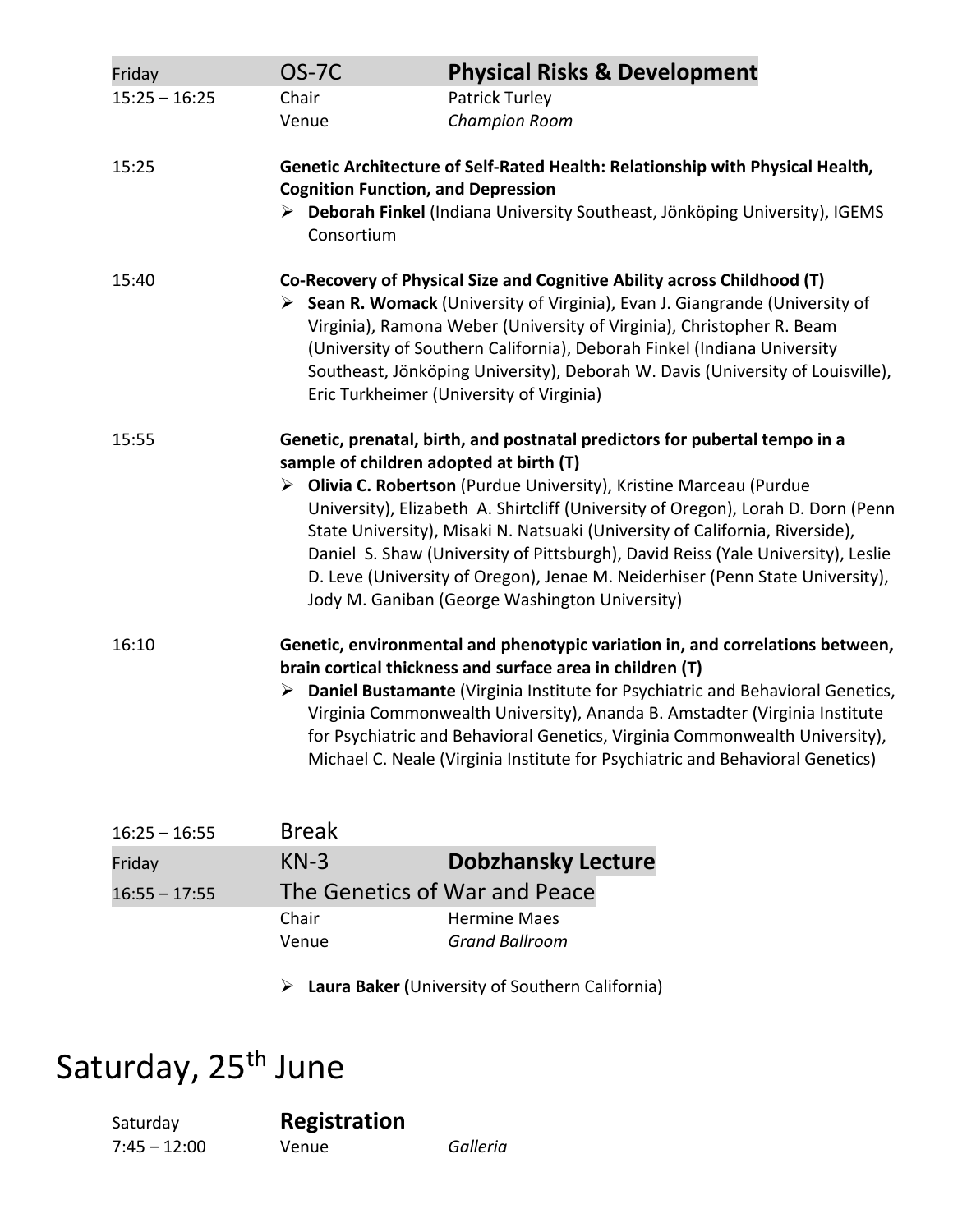| Friday | OS-7C | **Physical Risks & Development** |
|---|---|---|
| 15:25 – 16:25 | Chair | Patrick Turley |
| | Venue | *Champion Room* |

15:25 **Genetic Architecture of Self-Rated Health: Relationship with Physical Health, Cognition Function, and Depression**

- **Deborah Finkel** (Indiana University Southeast, Jönköping University), IGEMS Consortium

15:40 **Co-Recovery of Physical Size and Cognitive Ability across Childhood (T)**

- **Sean R. Womack** (University of Virginia), Evan J. Giangrande (University of Virginia), Ramona Weber (University of Virginia), Christopher R. Beam (University of Southern California), Deborah Finkel (Indiana University Southeast, Jönköping University), Deborah W. Davis (University of Louisville), Eric Turkheimer (University of Virginia)

15:55 **Genetic, prenatal, birth, and postnatal predictors for pubertal tempo in a sample of children adopted at birth (T)**

- **Olivia C. Robertson** (Purdue University), Kristine Marceau (Purdue University), Elizabeth A. Shirtcliff (University of Oregon), Lorah D. Dorn (Penn State University), Misaki N. Natsuaki (University of California, Riverside), Daniel S. Shaw (University of Pittsburgh), David Reiss (Yale University), Leslie D. Leve (University of Oregon), Jenae M. Neiderhiser (Penn State University), Jody M. Ganiban (George Washington University)

16:10 **Genetic, environmental and phenotypic variation in, and correlations between, brain cortical thickness and surface area in children (T)**

- **Daniel Bustamante** (Virginia Institute for Psychiatric and Behavioral Genetics, Virginia Commonwealth University), Ananda B. Amstadter (Virginia Institute for Psychiatric and Behavioral Genetics, Virginia Commonwealth University), Michael C. Neale (Virginia Institute for Psychiatric and Behavioral Genetics)

16:25 – 16:55 Break

| Friday | KN-3 | **Dobzhansky Lecture** |
|---|---|---|
| 16:55 – 17:55 | The Genetics of War and Peace | |
| | Chair | Hermine Maes |
| | Venue | *Grand Ballroom* |

- **Laura Baker (**University of Southern California)

# Saturday, 25th June

| Saturday | **Registration** | |
|---|---|---|
| 7:45 – 12:00 | Venue | *Galleria* |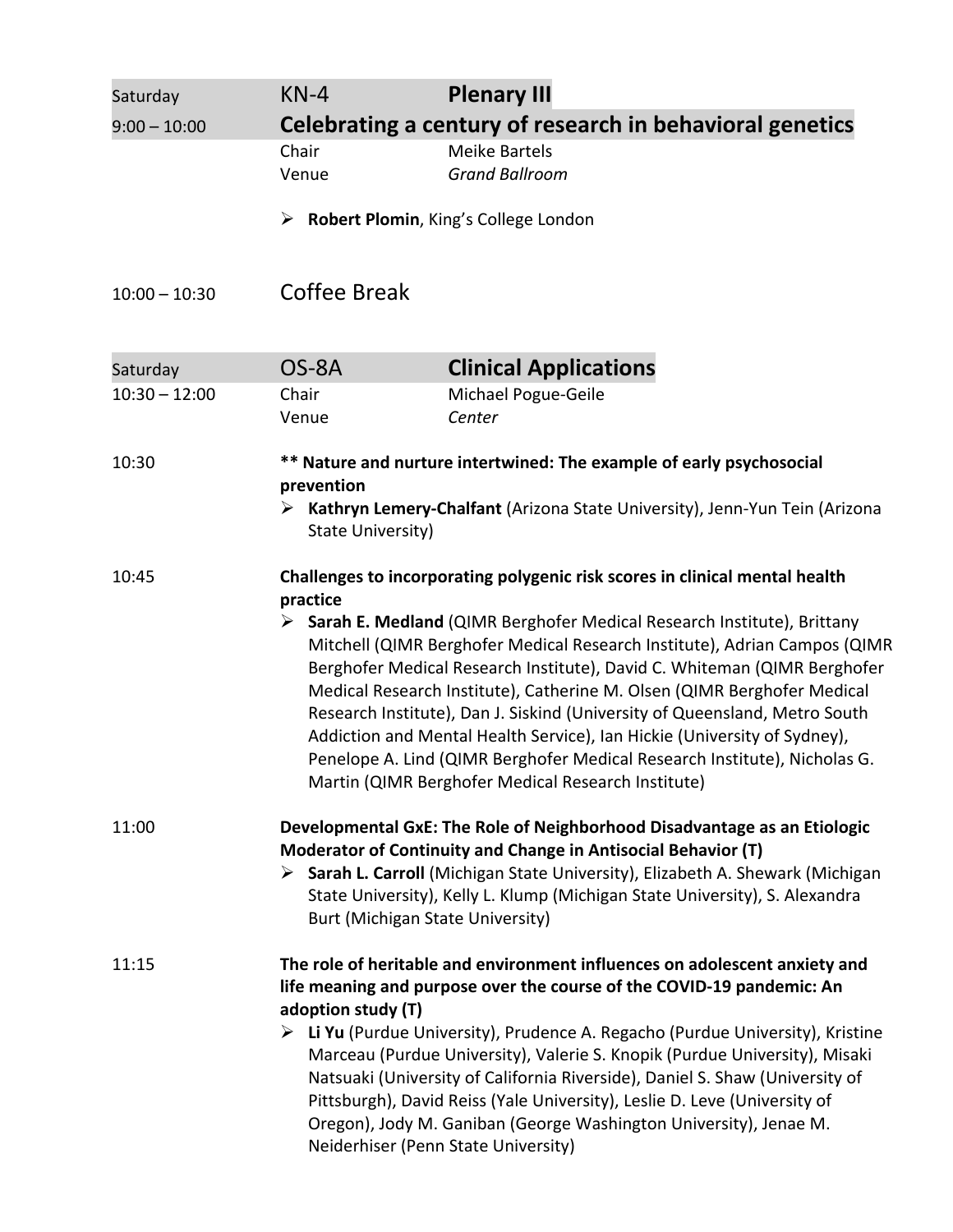## Saturday 9:00 – 10:00 | KN-4 | **Plenary III**

### Celebrating a century of research in behavioral genetics

Chair: Meike Bartels
Venue: *Grand Ballroom*

- **Robert Plomin**, King's College London

10:00 – 10:30 Coffee Break

## Saturday 10:30 – 12:00 | OS-8A | **Clinical Applications**

Chair: Michael Pogue-Geile
Venue: *Center*

10:30

**\*\* Nature and nurture intertwined: The example of early psychosocial prevention**

- **Kathryn Lemery-Chalfant** (Arizona State University), Jenn-Yun Tein (Arizona State University)

10:45

**Challenges to incorporating polygenic risk scores in clinical mental health practice**

- **Sarah E. Medland** (QIMR Berghofer Medical Research Institute), Brittany Mitchell (QIMR Berghofer Medical Research Institute), Adrian Campos (QIMR Berghofer Medical Research Institute), David C. Whiteman (QIMR Berghofer Medical Research Institute), Catherine M. Olsen (QIMR Berghofer Medical Research Institute), Dan J. Siskind (University of Queensland, Metro South Addiction and Mental Health Service), Ian Hickie (University of Sydney), Penelope A. Lind (QIMR Berghofer Medical Research Institute), Nicholas G. Martin (QIMR Berghofer Medical Research Institute)

11:00

**Developmental GxE: The Role of Neighborhood Disadvantage as an Etiologic Moderator of Continuity and Change in Antisocial Behavior (T)**

- **Sarah L. Carroll** (Michigan State University), Elizabeth A. Shewark (Michigan State University), Kelly L. Klump (Michigan State University), S. Alexandra Burt (Michigan State University)

11:15

**The role of heritable and environment influences on adolescent anxiety and life meaning and purpose over the course of the COVID-19 pandemic: An adoption study (T)**

- **Li Yu** (Purdue University), Prudence A. Regacho (Purdue University), Kristine Marceau (Purdue University), Valerie S. Knopik (Purdue University), Misaki Natsuaki (University of California Riverside), Daniel S. Shaw (University of Pittsburgh), David Reiss (Yale University), Leslie D. Leve (University of Oregon), Jody M. Ganiban (George Washington University), Jenae M. Neiderhiser (Penn State University)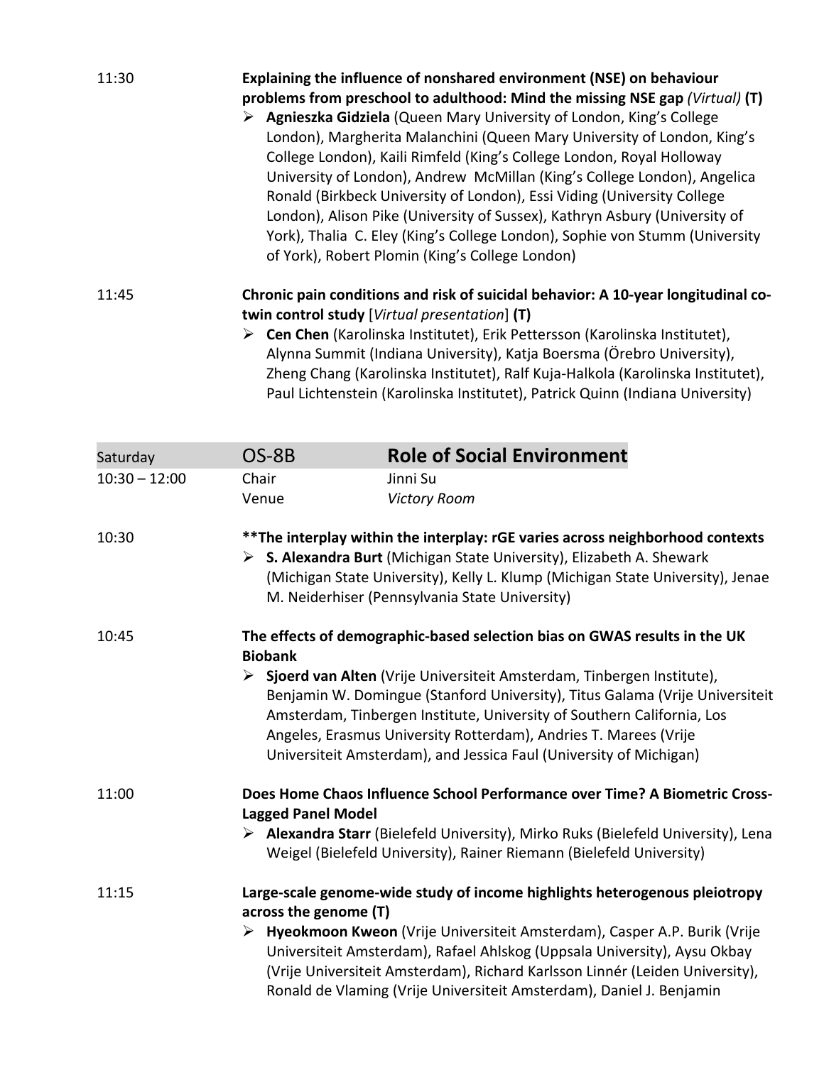11:30 **Explaining the influence of nonshared environment (NSE) on behaviour problems from preschool to adulthood: Mind the missing NSE gap** *(Virtual)* **(T)**

- **Agnieszka Gidziela** (Queen Mary University of London, King's College London), Margherita Malanchini (Queen Mary University of London, King's College London), Kaili Rimfeld (King's College London, Royal Holloway University of London), Andrew McMillan (King's College London), Angelica Ronald (Birkbeck University of London), Essi Viding (University College London), Alison Pike (University of Sussex), Kathryn Asbury (University of York), Thalia C. Eley (King's College London), Sophie von Stumm (University of York), Robert Plomin (King's College London)

11:45 **Chronic pain conditions and risk of suicidal behavior: A 10-year longitudinal co-twin control study** [*Virtual presentation*] **(T)**

- **Cen Chen** (Karolinska Institutet), Erik Pettersson (Karolinska Institutet), Alynna Summit (Indiana University), Katja Boersma (Örebro University), Zheng Chang (Karolinska Institutet), Ralf Kuja-Halkola (Karolinska Institutet), Paul Lichtenstein (Karolinska Institutet), Patrick Quinn (Indiana University)

| Saturday | OS-8B | **Role of Social Environment** |
|---|---|---|
| 10:30 – 12:00 | Chair | Jinni Su |
| | Venue | *Victory Room* |

10:30 **\*\*The interplay within the interplay: rGE varies across neighborhood contexts**

- **S. Alexandra Burt** (Michigan State University), Elizabeth A. Shewark (Michigan State University), Kelly L. Klump (Michigan State University), Jenae M. Neiderhiser (Pennsylvania State University)

10:45 **The effects of demographic-based selection bias on GWAS results in the UK Biobank**

- **Sjoerd van Alten** (Vrije Universiteit Amsterdam, Tinbergen Institute), Benjamin W. Domingue (Stanford University), Titus Galama (Vrije Universiteit Amsterdam, Tinbergen Institute, University of Southern California, Los Angeles, Erasmus University Rotterdam), Andries T. Marees (Vrije Universiteit Amsterdam), and Jessica Faul (University of Michigan)

11:00 **Does Home Chaos Influence School Performance over Time? A Biometric Cross-Lagged Panel Model**

- **Alexandra Starr** (Bielefeld University), Mirko Ruks (Bielefeld University), Lena Weigel (Bielefeld University), Rainer Riemann (Bielefeld University)

11:15 **Large-scale genome-wide study of income highlights heterogenous pleiotropy across the genome (T)**

- **Hyeokmoon Kweon** (Vrije Universiteit Amsterdam), Casper A.P. Burik (Vrije Universiteit Amsterdam), Rafael Ahlskog (Uppsala University), Aysu Okbay (Vrije Universiteit Amsterdam), Richard Karlsson Linnér (Leiden University), Ronald de Vlaming (Vrije Universiteit Amsterdam), Daniel J. Benjamin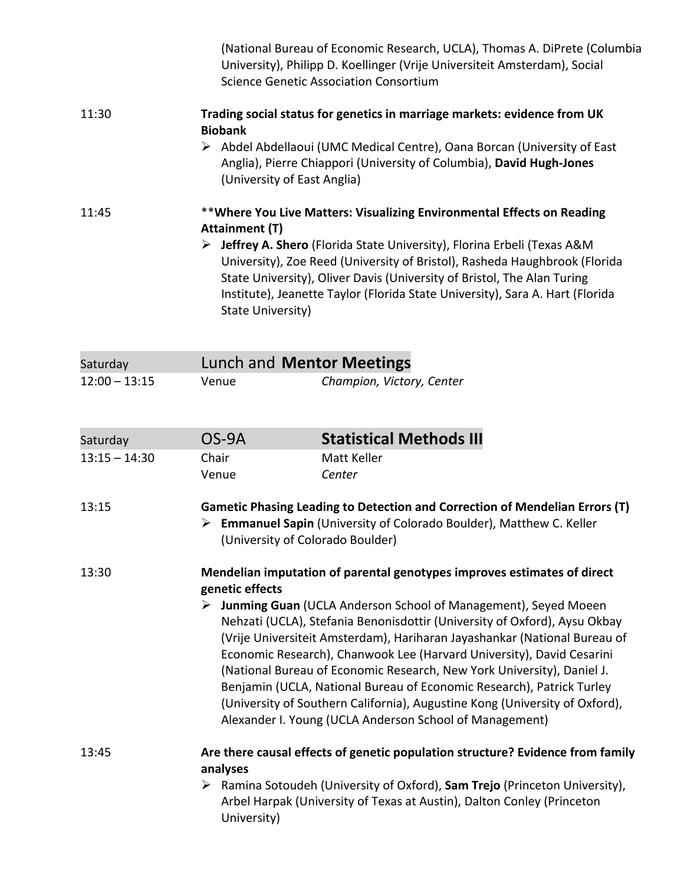(National Bureau of Economic Research, UCLA), Thomas A. DiPrete (Columbia University), Philipp D. Koellinger (Vrije Universiteit Amsterdam), Social Science Genetic Association Consortium

11:30 **Trading social status for genetics in marriage markets: evidence from UK Biobank**

- Abdel Abdellaoui (UMC Medical Centre), Oana Borcan (University of East Anglia), Pierre Chiappori (University of Columbia), **David Hugh-Jones** (University of East Anglia)

11:45 ****Where You Live Matters: Visualizing Environmental Effects on Reading Attainment (T)**

- **Jeffrey A. Shero** (Florida State University), Florina Erbeli (Texas A&M University), Zoe Reed (University of Bristol), Rasheda Haughbrook (Florida State University), Oliver Davis (University of Bristol, The Alan Turing Institute), Jeanette Taylor (Florida State University), Sara A. Hart (Florida State University)

| Saturday | Lunch and **Mentor Meetings** | |
|---|---|---|
| 12:00 – 13:15 | Venue | *Champion, Victory, Center* |

| Saturday | OS-9A | **Statistical Methods III** |
|---|---|---|
| 13:15 – 14:30 | Chair | Matt Keller |
| | Venue | *Center* |

13:15 **Gametic Phasing Leading to Detection and Correction of Mendelian Errors (T)**

- **Emmanuel Sapin** (University of Colorado Boulder), Matthew C. Keller (University of Colorado Boulder)

13:30 **Mendelian imputation of parental genotypes improves estimates of direct genetic effects**

- **Junming Guan** (UCLA Anderson School of Management), Seyed Moeen Nehzati (UCLA), Stefania Benonisdottir (University of Oxford), Aysu Okbay (Vrije Universiteit Amsterdam), Hariharan Jayashankar (National Bureau of Economic Research), Chanwook Lee (Harvard University), David Cesarini (National Bureau of Economic Research, New York University), Daniel J. Benjamin (UCLA, National Bureau of Economic Research), Patrick Turley (University of Southern California), Augustine Kong (University of Oxford), Alexander I. Young (UCLA Anderson School of Management)

13:45 **Are there causal effects of genetic population structure? Evidence from family analyses**

- Ramina Sotoudeh (University of Oxford), **Sam Trejo** (Princeton University), Arbel Harpak (University of Texas at Austin), Dalton Conley (Princeton University)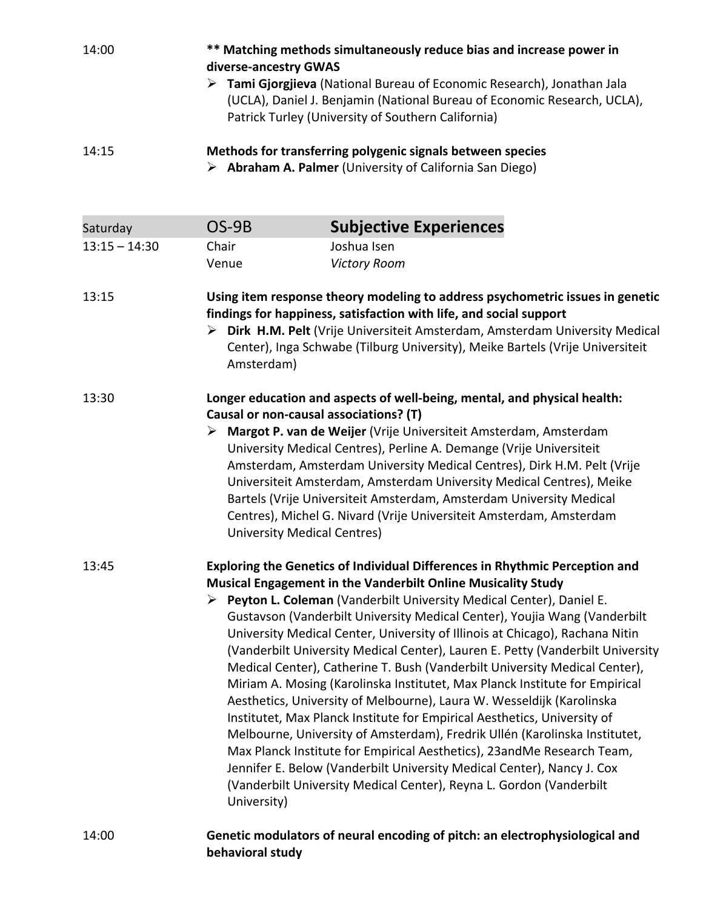14:00 **** Matching methods simultaneously reduce bias and increase power in diverse-ancestry GWAS**

- **Tami Gjorgjieva** (National Bureau of Economic Research), Jonathan Jala (UCLA), Daniel J. Benjamin (National Bureau of Economic Research, UCLA), Patrick Turley (University of Southern California)

14:15 **Methods for transferring polygenic signals between species**

- **Abraham A. Palmer** (University of California San Diego)

| Saturday | OS-9B | **Subjective Experiences** |
|---|---|---|
| 13:15 – 14:30 | Chair | Joshua Isen |
| | Venue | *Victory Room* |

13:15 **Using item response theory modeling to address psychometric issues in genetic findings for happiness, satisfaction with life, and social support**

- **Dirk H.M. Pelt** (Vrije Universiteit Amsterdam, Amsterdam University Medical Center), Inga Schwabe (Tilburg University), Meike Bartels (Vrije Universiteit Amsterdam)

13:30 **Longer education and aspects of well-being, mental, and physical health: Causal or non-causal associations? (T)**

- **Margot P. van de Weijer** (Vrije Universiteit Amsterdam, Amsterdam University Medical Centres), Perline A. Demange (Vrije Universiteit Amsterdam, Amsterdam University Medical Centres), Dirk H.M. Pelt (Vrije Universiteit Amsterdam, Amsterdam University Medical Centres), Meike Bartels (Vrije Universiteit Amsterdam, Amsterdam University Medical Centres), Michel G. Nivard (Vrije Universiteit Amsterdam, Amsterdam University Medical Centres)

13:45 **Exploring the Genetics of Individual Differences in Rhythmic Perception and Musical Engagement in the Vanderbilt Online Musicality Study**

- **Peyton L. Coleman** (Vanderbilt University Medical Center), Daniel E. Gustavson (Vanderbilt University Medical Center), Youjia Wang (Vanderbilt University Medical Center, University of Illinois at Chicago), Rachana Nitin (Vanderbilt University Medical Center), Lauren E. Petty (Vanderbilt University Medical Center), Catherine T. Bush (Vanderbilt University Medical Center), Miriam A. Mosing (Karolinska Institutet, Max Planck Institute for Empirical Aesthetics, University of Melbourne), Laura W. Wesseldijk (Karolinska Institutet, Max Planck Institute for Empirical Aesthetics, University of Melbourne, University of Amsterdam), Fredrik Ullén (Karolinska Institutet, Max Planck Institute for Empirical Aesthetics), 23andMe Research Team, Jennifer E. Below (Vanderbilt University Medical Center), Nancy J. Cox (Vanderbilt University Medical Center), Reyna L. Gordon (Vanderbilt University)

14:00 **Genetic modulators of neural encoding of pitch: an electrophysiological and behavioral study**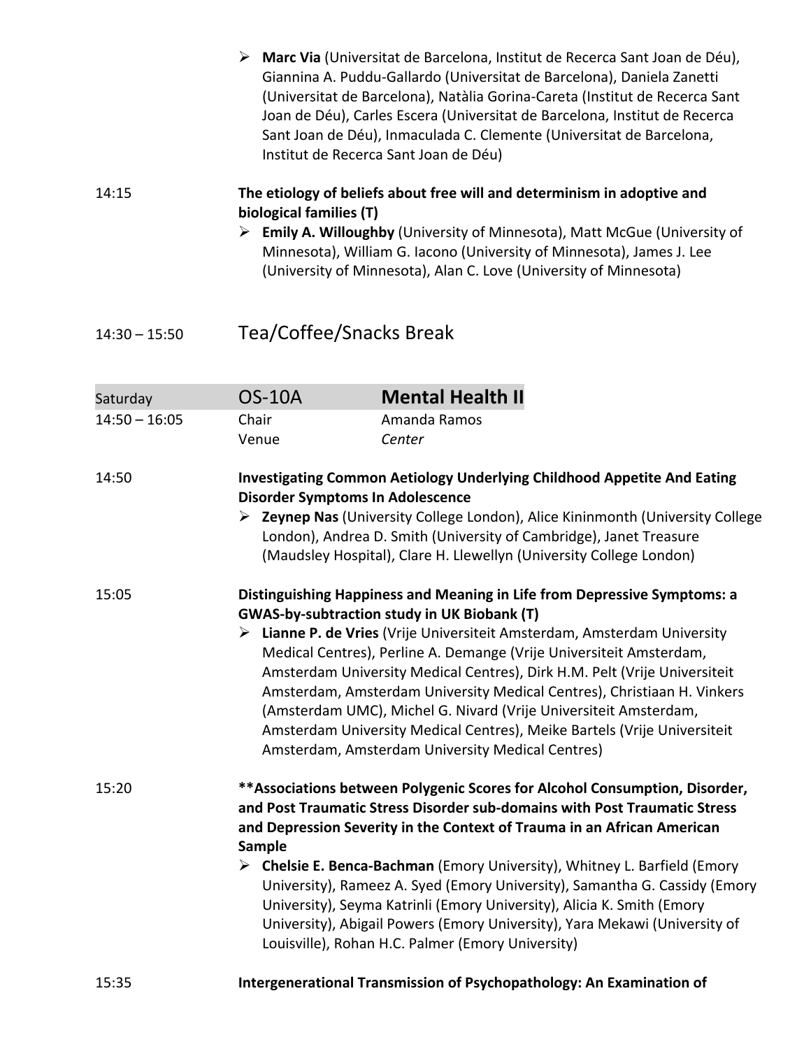- **Marc Via** (Universitat de Barcelona, Institut de Recerca Sant Joan de Déu), Giannina A. Puddu-Gallardo (Universitat de Barcelona), Daniela Zanetti (Universitat de Barcelona), Natàlia Gorina-Careta (Institut de Recerca Sant Joan de Déu), Carles Escera (Universitat de Barcelona, Institut de Recerca Sant Joan de Déu), Inmaculada C. Clemente (Universitat de Barcelona, Institut de Recerca Sant Joan de Déu)

14:15 **The etiology of beliefs about free will and determinism in adoptive and biological families (T)**

- **Emily A. Willoughby** (University of Minnesota), Matt McGue (University of Minnesota), William G. Iacono (University of Minnesota), James J. Lee (University of Minnesota), Alan C. Love (University of Minnesota)

14:30 – 15:50 Tea/Coffee/Snacks Break

| Saturday | OS-10A | **Mental Health II** |
|---|---|---|
| 14:50 – 16:05 | Chair | Amanda Ramos |
| | Venue | *Center* |

14:50 **Investigating Common Aetiology Underlying Childhood Appetite And Eating Disorder Symptoms In Adolescence**

- **Zeynep Nas** (University College London), Alice Kininmonth (University College London), Andrea D. Smith (University of Cambridge), Janet Treasure (Maudsley Hospital), Clare H. Llewellyn (University College London)

15:05 **Distinguishing Happiness and Meaning in Life from Depressive Symptoms: a GWAS-by-subtraction study in UK Biobank (T)**

- **Lianne P. de Vries** (Vrije Universiteit Amsterdam, Amsterdam University Medical Centres), Perline A. Demange (Vrije Universiteit Amsterdam, Amsterdam University Medical Centres), Dirk H.M. Pelt (Vrije Universiteit Amsterdam, Amsterdam University Medical Centres), Christiaan H. Vinkers (Amsterdam UMC), Michel G. Nivard (Vrije Universiteit Amsterdam, Amsterdam University Medical Centres), Meike Bartels (Vrije Universiteit Amsterdam, Amsterdam University Medical Centres)

15:20 **\*\*Associations between Polygenic Scores for Alcohol Consumption, Disorder, and Post Traumatic Stress Disorder sub-domains with Post Traumatic Stress and Depression Severity in the Context of Trauma in an African American Sample**

- **Chelsie E. Benca-Bachman** (Emory University), Whitney L. Barfield (Emory University), Rameez A. Syed (Emory University), Samantha G. Cassidy (Emory University), Seyma Katrinli (Emory University), Alicia K. Smith (Emory University), Abigail Powers (Emory University), Yara Mekawi (University of Louisville), Rohan H.C. Palmer (Emory University)

15:35 **Intergenerational Transmission of Psychopathology: An Examination of**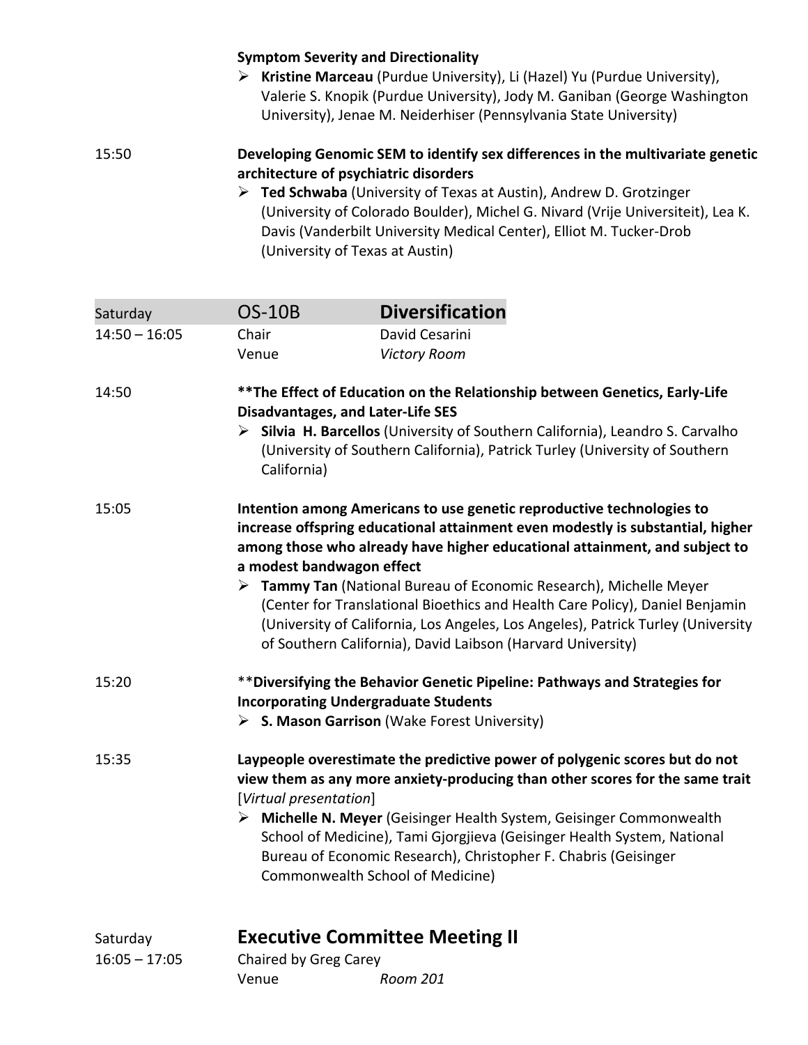**Symptom Severity and Directionality**

- **Kristine Marceau** (Purdue University), Li (Hazel) Yu (Purdue University), Valerie S. Knopik (Purdue University), Jody M. Ganiban (George Washington University), Jenae M. Neiderhiser (Pennsylvania State University)

15:50 **Developing Genomic SEM to identify sex differences in the multivariate genetic architecture of psychiatric disorders**

- **Ted Schwaba** (University of Texas at Austin), Andrew D. Grotzinger (University of Colorado Boulder), Michel G. Nivard (Vrije Universiteit), Lea K. Davis (Vanderbilt University Medical Center), Elliot M. Tucker-Drob (University of Texas at Austin)

| Saturday | OS-10B | **Diversification** |
|---|---|---|
| 14:50 – 16:05 | Chair | David Cesarini |
| | Venue | *Victory Room* |

14:50 ****The Effect of Education on the Relationship between Genetics, Early-Life Disadvantages, and Later-Life SES**

- **Silvia H. Barcellos** (University of Southern California), Leandro S. Carvalho (University of Southern California), Patrick Turley (University of Southern California)

15:05 **Intention among Americans to use genetic reproductive technologies to increase offspring educational attainment even modestly is substantial, higher among those who already have higher educational attainment, and subject to a modest bandwagon effect**

- **Tammy Tan** (National Bureau of Economic Research), Michelle Meyer (Center for Translational Bioethics and Health Care Policy), Daniel Benjamin (University of California, Los Angeles, Los Angeles), Patrick Turley (University of Southern California), David Laibson (Harvard University)

15:20 ****Diversifying the Behavior Genetic Pipeline: Pathways and Strategies for Incorporating Undergraduate Students**

- **S. Mason Garrison** (Wake Forest University)

15:35 **Laypeople overestimate the predictive power of polygenic scores but do not view them as any more anxiety-producing than other scores for the same trait** [*Virtual presentation*]

- **Michelle N. Meyer** (Geisinger Health System, Geisinger Commonwealth School of Medicine), Tami Gjorgjieva (Geisinger Health System, National Bureau of Economic Research), Christopher F. Chabris (Geisinger Commonwealth School of Medicine)

| Saturday | **Executive Committee Meeting II** | |
|---|---|---|
| 16:05 – 17:05 | Chaired by Greg Carey | |
| | Venue | *Room 201* |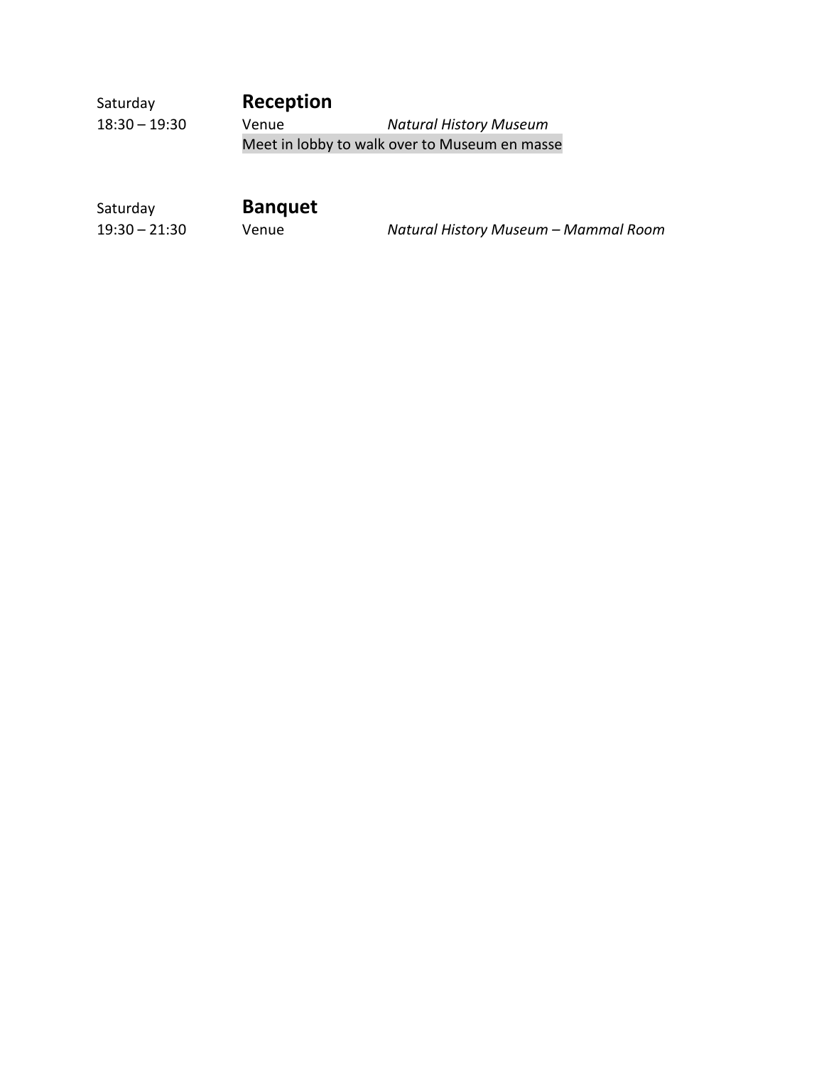Saturday

18:30 – 19:30

**Reception**

Venue *Natural History Museum*

Meet in lobby to walk over to Museum en masse

Saturday

19:30 – 21:30

**Banquet**

Venue *Natural History Museum – Mammal Room*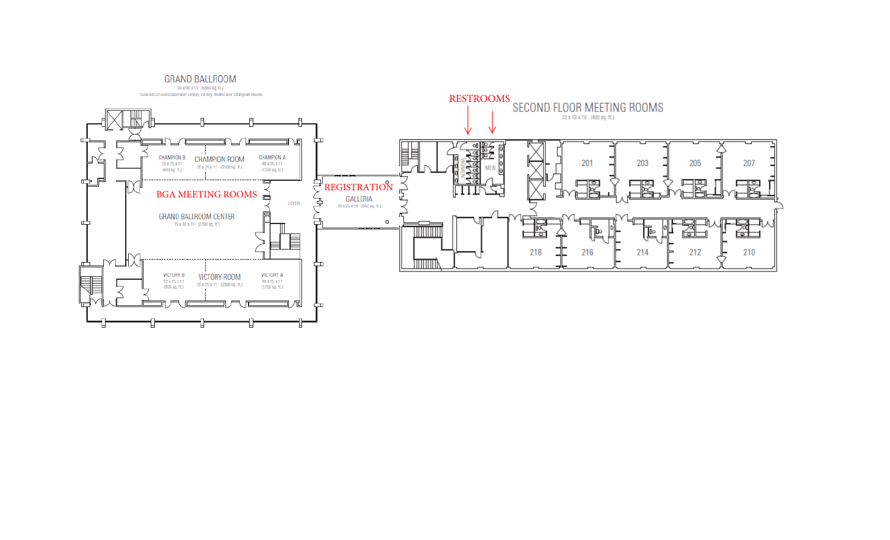GRAND BALLROOM

80 x 86 x 13 - (6880 sq. ft.)

*Consists of Grand Ballroom Center, Victory Room and Champion Room

RESTROOMS

SECOND FLOOR MEETING ROOMS

22 x 18 x 10 - (400 sq. ft.)

CHAMPION B
22 x 25 x 11
(800 sq. ft.)

CHAMPION ROOM
20 x 25 x 11 - (2000 sq. ft.)

CHAMPION A
48 x 25 x 11
(1200 sq. ft.)

BGA MEETING ROOMS

GRAND BALLROOM CENTER
75 x 36 x 13 - (2700 sq. ft.)

FOYER

REGISTRATION

GALLERIA
38 x 25 x 10 - (950 sq. ft.)

VICTORY B
32 x 25 x 11
(800 sq. ft.)

VICTORY ROOM
20 x 25 x 11 - (2000 sq. ft.)

VICTORY A
48 x 25 x 11
(1200 sq. ft.)

WOMEN

MEN

201 203 205 207

218 216 214 212 210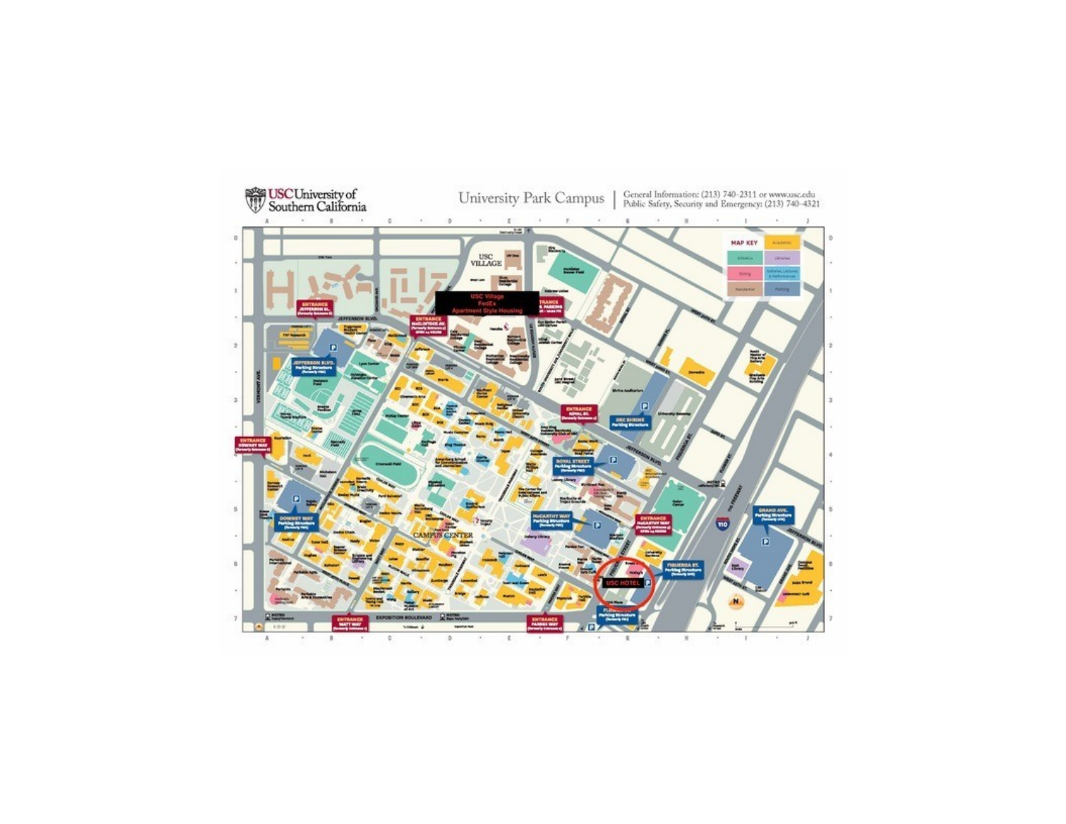**USC** University of Southern California

University Park Campus | General Information: (213) 740-2311 or www.usc.edu
Public Safety, Security and Emergency: (213) 740-4321

USC Village
FedEx
Apartment Style Housing

USC HOTEL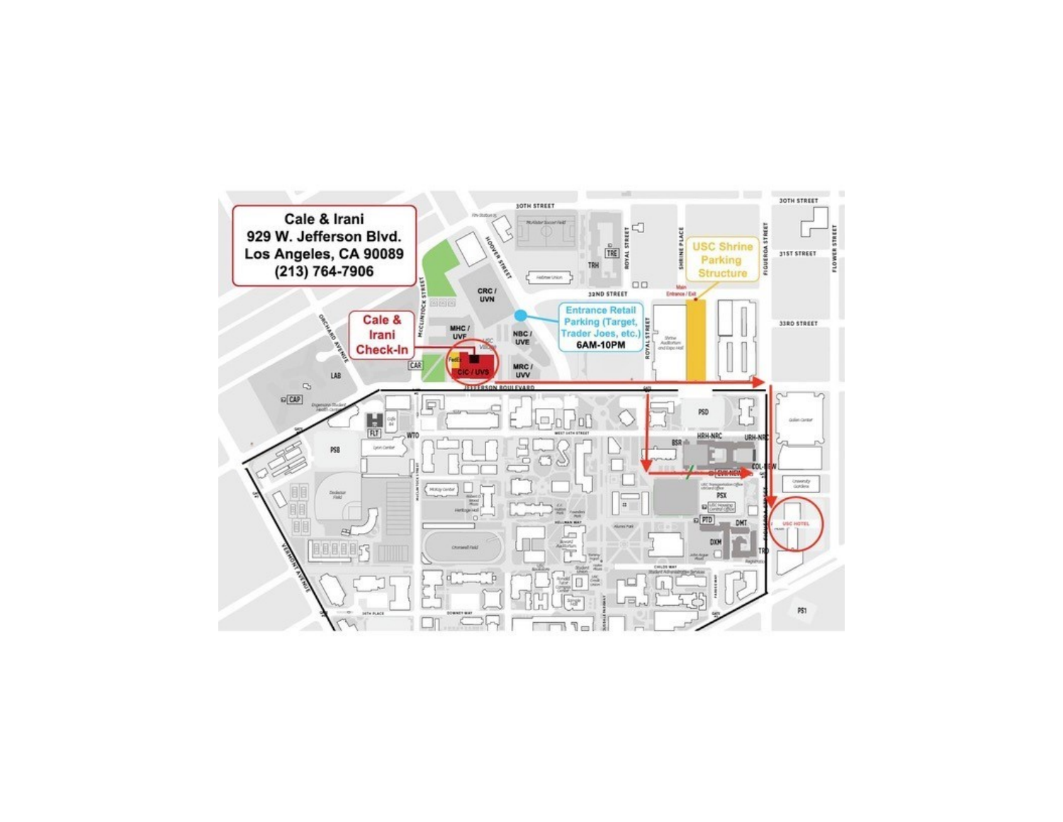**Cale & Irani**
**929 W. Jefferson Blvd.**
**Los Angeles, CA 90089**
**(213) 764-7906**

**Cale & Irani Check-In**

**Entrance Retail Parking (Target, Trader Joes, etc.)**
**6AM-10PM**

**USC Shrine Parking Structure**

Main Entrance / Exit

USC HOTEL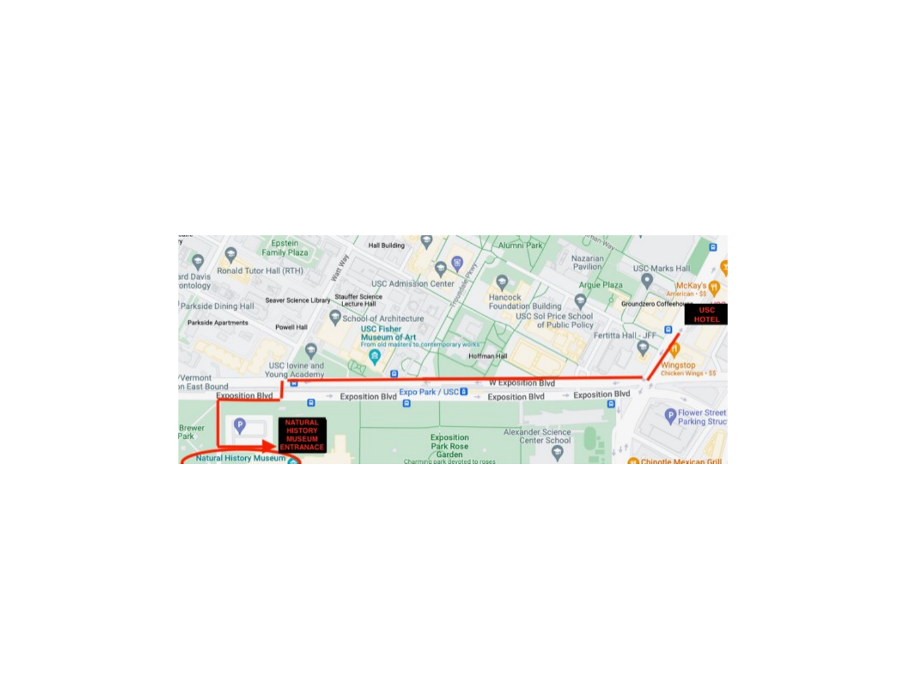USC HOTEL

NATURAL HISTORY MUSEUM ENTRANACE

Natural History Museum

W Exposition Blvd

Exposition Blvd

Expo Park / USC

Epstein Family Plaza

Ronald Tutor Hall (RTH)

Hall Building

Alumni Park

Nazarian Pavilion

USC-Marks Hall

McKay's
American · $$

Argue Plaza

Groundzero Coffeehouse

Watt Way

Trousdale Pkwy

USC Admission Center

Seaver Science Library

Stauffer Science Lecture Hall

Parkside Dining Hall

Parkside Apartments

Powell Hall

School of Architecture

USC Fisher Museum of Art
From old masters to contemporary works

Hancock Foundation Building

USC Sol Price School of Public Policy

Fertitta Hall - JFF

Hoffman Hall

Wingstop
Chicken Wings · $$

USC Iovine and Young Academy

Vermont
East Bound

Brewer Park

Exposition Park Rose Garden
Charming park devoted to roses

Alexander Science Center School

Flower Street Parking Struc

Chipotle Mexican Grill